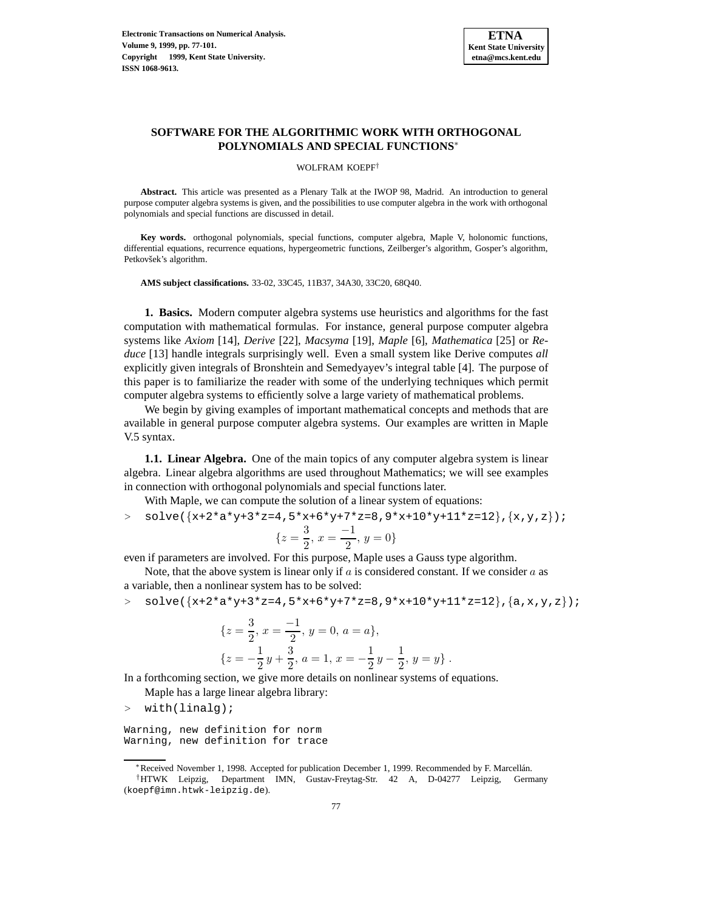# SOFTWARE FOR THE ALGORITHMIC WORK WITH ORTHOGONAL POLYNOMIALS AND SPECIAL FUNCTIONS*

WOLFRAM KOEPF†

**Abstract.** This article was presented as a Plenary Talk at the IWOP 98, Madrid. An introduction to general purpose computer algebra systems is given, and the possibilities to use computer algebra in the work with orthogonal polynomials and special functions are discussed in detail.

**Key words.** orthogonal polynomials, special functions, computer algebra, Maple V, holonomic functions, differential equations, recurrence equations, hypergeometric functions, Zeilberger's algorithm, Gosper's algorithm, Petkovšek's algorithm.

**AMS subject classifications.** 33-02, 33C45, 11B37, 34A30, 33C20, 68Q40.

## 1. Basics.

Modern computer algebra systems use heuristics and algorithms for the fast computation with mathematical formulas. For instance, general purpose computer algebra systems like *Axiom* [14], *Derive* [22], *Macsyma* [19], *Maple* [6], *Mathematica* [25] or *Reduce* [13] handle integrals surprisingly well. Even a small system like Derive computes *all* explicitly given integrals of Bronshtein and Semedyayev's integral table [4]. The purpose of this paper is to familiarize the reader with some of the underlying techniques which permit computer algebra systems to efficiently solve a large variety of mathematical problems.

We begin by giving examples of important mathematical concepts and methods that are available in general purpose computer algebra systems. Our examples are written in Maple V.5 syntax.

### 1.1. Linear Algebra.

One of the main topics of any computer algebra system is linear algebra. Linear algebra algorithms are used throughout Mathematics; we will see examples in connection with orthogonal polynomials and special functions later.

With Maple, we can compute the solution of a linear system of equations:

```
> solve({x+2*a*y+3*z=4,5*x+6*y+7*z=8,9*x+10*y+11*z=12},{x,y,z});
```

$$\{z = \frac{3}{2},\, x = \frac{-1}{2},\, y = 0\}$$

even if parameters are involved. For this purpose, Maple uses a Gauss type algorithm.

Note, that the above system is linear only if $a$ is considered constant. If we consider $a$ as a variable, then a nonlinear system has to be solved:

```
> solve({x+2*a*y+3*z=4,5*x+6*y+7*z=8,9*x+10*y+11*z=12},{a,x,y,z});
```

$$\{z = \frac{3}{2},\, x = \frac{-1}{2},\, y = 0,\, a = a\},$$
$$\{z = -\frac{1}{2}\,y + \frac{3}{2},\, a = 1,\, x = -\frac{1}{2}\,y - \frac{1}{2},\, y = y\}\,.$$

In a forthcoming section, we give more details on nonlinear systems of equations.

Maple has a large linear algebra library:

```
> with(linalg);

Warning, new definition for norm
Warning, new definition for trace
```

---

*Received November 1, 1998. Accepted for publication December 1, 1999. Recommended by F. Marcellán.

†HTWK Leipzig, Department IMN, Gustav-Freytag-Str. 42 A, D-04277 Leipzig, Germany (koepf@imn.htwk-leipzig.de).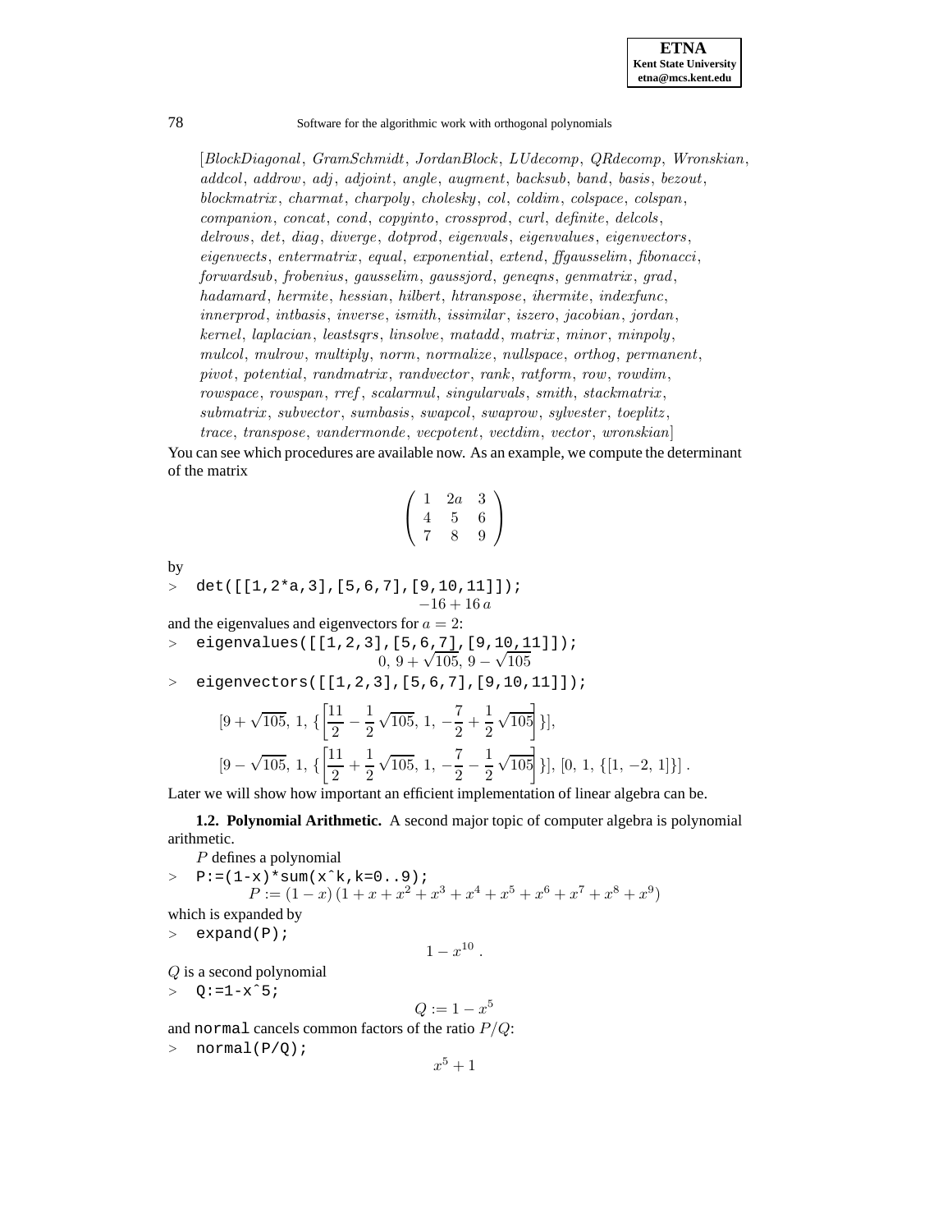$$[BlockDiagonal,\ GramSchmidt,\ JordanBlock,\ LUdecomp,\ QRdecomp,\ Wronskian,\ addcol,\ addrow,\ adj,\ adjoint,\ angle,\ augment,\ backsub,\ band,\ basis,\ bezout,\ blockmatrix,\ charmat,\ charpoly,\ cholesky,\ col,\ coldim,\ colspace,\ colspan,\ companion,\ concat,\ cond,\ copyinto,\ crossprod,\ curl,\ definite,\ delcols,\ delrows,\ det,\ diag,\ diverge,\ dotprod,\ eigenvals,\ eigenvalues,\ eigenvectors,\ eigenvects,\ entermatrix,\ equal,\ exponential,\ extend,\ ffgausselim,\ fibonacci,\ forwardsub,\ frobenius,\ gausselim,\ gaussjord,\ geneqns,\ genmatrix,\ grad,\ hadamard,\ hermite,\ hessian,\ hilbert,\ htranspose,\ ihermite,\ indexfunc,\ innerprod,\ intbasis,\ inverse,\ ismith,\ issimilar,\ iszero,\ jacobian,\ jordan,\ kernel,\ laplacian,\ leastsqrs,\ linsolve,\ matadd,\ matrix,\ minor,\ minpoly,\ mulcol,\ mulrow,\ multiply,\ norm,\ normalize,\ nullspace,\ orthog,\ permanent,\ pivot,\ potential,\ randmatrix,\ randvector,\ rank,\ ratform,\ row,\ rowdim,\ rowspace,\ rowspan,\ rref,\ scalarmul,\ singularvals,\ smith,\ stackmatrix,\ submatrix,\ subvector,\ sumbasis,\ swapcol,\ swaprow,\ sylvester,\ toeplitz,\ trace,\ transpose,\ vandermonde,\ vecpotent,\ vectdim,\ vector,\ wronskian]$$

You can see which procedures are available now. As an example, we compute the determinant of the matrix

$$\begin{pmatrix} 1 & 2a & 3 \\ 4 & 5 & 6 \\ 7 & 8 & 9 \end{pmatrix}$$

by

```
> det([[1,2*a,3],[5,6,7],[9,10,11]]);
```

$$-16 + 16\,a$$

and the eigenvalues and eigenvectors for $a = 2$:

```
> eigenvalues([[1,2,3],[5,6,7],[9,10,11]]);
```

$$0,\ 9 + \sqrt{105},\ 9 - \sqrt{105}$$

```
> eigenvectors([[1,2,3],[5,6,7],[9,10,11]]);
```

$$[9 + \sqrt{105},\ 1,\ \{\left[\frac{11}{2} - \frac{1}{2}\sqrt{105},\ 1,\ -\frac{7}{2} + \frac{1}{2}\sqrt{105}\right]\}],$$

$$[9 - \sqrt{105},\ 1,\ \{\left[\frac{11}{2} + \frac{1}{2}\sqrt{105},\ 1,\ -\frac{7}{2} - \frac{1}{2}\sqrt{105}\right]\}],\ [0,\ 1,\ \{[1,\ -2,\ 1]\}]\ .$$

Later we will show how important an efficient implementation of linear algebra can be.

**1.2. Polynomial Arithmetic.** A second major topic of computer algebra is polynomial arithmetic.

$P$ defines a polynomial

```
> P:=(1-x)*sum(x^k,k=0..9);
```

$$P := (1 - x)\,(1 + x + x^2 + x^3 + x^4 + x^5 + x^6 + x^7 + x^8 + x^9)$$

which is expanded by

```
> expand(P);
```

$$1 - x^{10}\ .$$

$Q$ is a second polynomial

```
> Q:=1-x^5;
```

$$Q := 1 - x^5$$

and `normal` cancels common factors of the ratio $P/Q$:

```
> normal(P/Q);
```

$$x^5 + 1$$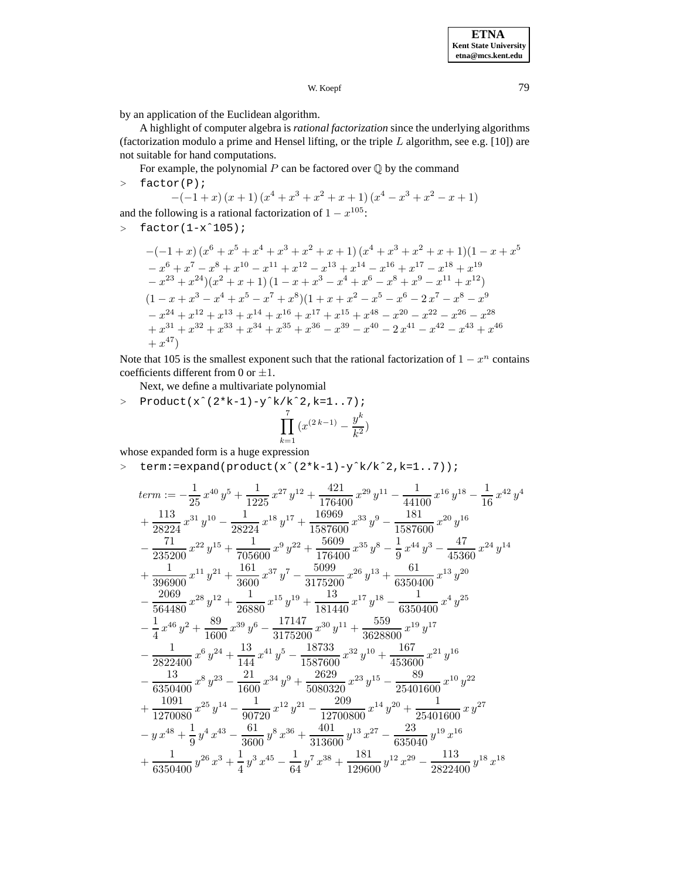by an application of the Euclidean algorithm.

A highlight of computer algebra is *rational factorization* since the underlying algorithms (factorization modulo a prime and Hensel lifting, or the triple $L$ algorithm, see e.g. [10]) are not suitable for hand computations.

For example, the polynomial $P$ can be factored over $\mathbb{Q}$ by the command

```
> factor(P);
```

$$-(-1+x)\,(x+1)\,(x^4+x^3+x^2+x+1)\,(x^4-x^3+x^2-x+1)$$

and the following is a rational factorization of $1-x^{105}$:

```
> factor(1-x^105);
```

$$\begin{aligned}
&-(-1+x)\,(x^6+x^5+x^4+x^3+x^2+x+1)\,(x^4+x^3+x^2+x+1)(1-x+x^5\\
&-x^6+x^7-x^8+x^{10}-x^{11}+x^{12}-x^{13}+x^{14}-x^{16}+x^{17}-x^{18}+x^{19}\\
&-x^{23}+x^{24})(x^2+x+1)\,(1-x+x^3-x^4+x^6-x^8+x^9-x^{11}+x^{12})\\
&(1-x+x^3-x^4+x^5-x^7+x^8)(1+x+x^2-x^5-x^6-2\,x^7-x^8-x^9\\
&-x^{24}+x^{12}+x^{13}+x^{14}+x^{16}+x^{17}+x^{15}+x^{48}-x^{20}-x^{22}-x^{26}-x^{28}\\
&+x^{31}+x^{32}+x^{33}+x^{34}+x^{35}+x^{36}-x^{39}-x^{40}-2\,x^{41}-x^{42}-x^{43}+x^{46}\\
&+x^{47})
\end{aligned}$$

Note that 105 is the smallest exponent such that the rational factorization of $1-x^n$ contains coefficients different from 0 or $\pm 1$.

Next, we define a multivariate polynomial

```
> Product(x^(2*k-1)-y^k/k^2,k=1..7);
```

$$\prod_{k=1}^{7}(x^{(2\,k-1)}-\frac{y^k}{k^2})$$

whose expanded form is a huge expression

```
> term:=expand(product(x^(2*k-1)-y^k/k^2,k=1..7));
```

$$\begin{aligned}
term := &-\frac{1}{25}\,x^{40}\,y^5+\frac{1}{1225}\,x^{27}\,y^{12}+\frac{421}{176400}\,x^{29}\,y^{11}-\frac{1}{44100}\,x^{16}\,y^{18}-\frac{1}{16}\,x^{42}\,y^4\\
&+\frac{113}{28224}\,x^{31}\,y^{10}-\frac{1}{28224}\,x^{18}\,y^{17}+\frac{16969}{1587600}\,x^{33}\,y^9-\frac{181}{1587600}\,x^{20}\,y^{16}\\
&-\frac{71}{235200}\,x^{22}\,y^{15}+\frac{1}{705600}\,x^9\,y^{22}+\frac{5609}{176400}\,x^{35}\,y^8-\frac{1}{9}\,x^{44}\,y^3-\frac{47}{45360}\,x^{24}\,y^{14}\\
&+\frac{1}{396900}\,x^{11}\,y^{21}+\frac{161}{3600}\,x^{37}\,y^7-\frac{5099}{3175200}\,x^{26}\,y^{13}+\frac{61}{6350400}\,x^{13}\,y^{20}\\
&-\frac{2069}{564480}\,x^{28}\,y^{12}+\frac{1}{26880}\,x^{15}\,y^{19}+\frac{13}{181440}\,x^{17}\,y^{18}-\frac{1}{6350400}\,x^4\,y^{25}\\
&-\frac{1}{4}\,x^{46}\,y^2+\frac{89}{1600}\,x^{39}\,y^6-\frac{17147}{3175200}\,x^{30}\,y^{11}+\frac{559}{3628800}\,x^{19}\,y^{17}\\
&-\frac{1}{2822400}\,x^6\,y^{24}+\frac{13}{144}\,x^{41}\,y^5-\frac{18733}{1587600}\,x^{32}\,y^{10}+\frac{167}{453600}\,x^{21}\,y^{16}\\
&-\frac{13}{6350400}\,x^8\,y^{23}-\frac{21}{1600}\,x^{34}\,y^9+\frac{2629}{5080320}\,x^{23}\,y^{15}-\frac{89}{25401600}\,x^{10}\,y^{22}\\
&+\frac{1091}{1270080}\,x^{25}\,y^{14}-\frac{1}{90720}\,x^{12}\,y^{21}-\frac{209}{12700800}\,x^{14}\,y^{20}+\frac{1}{25401600}\,x\,y^{27}\\
&-y\,x^{48}+\frac{1}{9}\,y^4\,x^{43}-\frac{61}{3600}\,y^8\,x^{36}+\frac{401}{313600}\,y^{13}\,x^{27}-\frac{23}{635040}\,y^{19}\,x^{16}\\
&+\frac{1}{6350400}\,y^{26}\,x^3+\frac{1}{4}\,y^3\,x^{45}-\frac{1}{64}\,y^7\,x^{38}+\frac{181}{129600}\,y^{12}\,x^{29}-\frac{113}{2822400}\,y^{18}\,x^{18}
\end{aligned}$$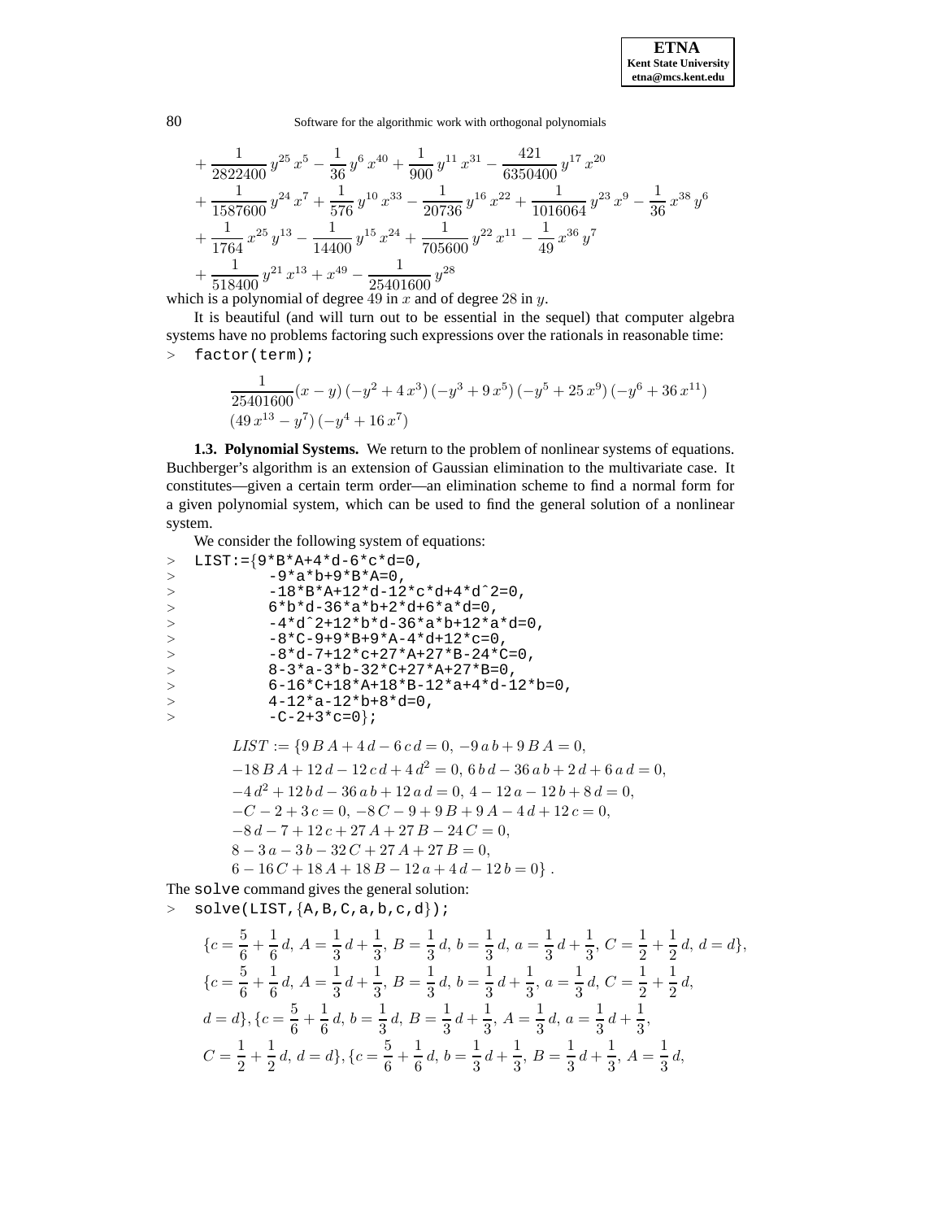$$
+\frac{1}{2822400}\,y^{25}\,x^5-\frac{1}{36}\,y^6\,x^{40}+\frac{1}{900}\,y^{11}\,x^{31}-\frac{421}{6350400}\,y^{17}\,x^{20}
+\frac{1}{1587600}\,y^{24}\,x^7+\frac{1}{576}\,y^{10}\,x^{33}-\frac{1}{20736}\,y^{16}\,x^{22}+\frac{1}{1016064}\,y^{23}\,x^9-\frac{1}{36}\,x^{38}\,y^6
+\frac{1}{1764}\,x^{25}\,y^{13}-\frac{1}{14400}\,y^{15}\,x^{24}+\frac{1}{705600}\,y^{22}\,x^{11}-\frac{1}{49}\,x^{36}\,y^7
+\frac{1}{518400}\,y^{21}\,x^{13}+x^{49}-\frac{1}{25401600}\,y^{28}
$$

which is a polynomial of degree 49 in $x$ and of degree 28 in $y$.

It is beautiful (and will turn out to be essential in the sequel) that computer algebra systems have no problems factoring such expressions over the rationals in reasonable time:

```
> factor(term);
```

$$
\frac{1}{25401600}(x-y)\,(-y^2+4\,x^3)\,(-y^3+9\,x^5)\,(-y^5+25\,x^9)\,(-y^6+36\,x^{11})
(49\,x^{13}-y^7)\,(-y^4+16\,x^7)
$$

**1.3. Polynomial Systems.** We return to the problem of nonlinear systems of equations. Buchberger's algorithm is an extension of Gaussian elimination to the multivariate case. It constitutes—given a certain term order—an elimination scheme to find a normal form for a given polynomial system, which can be used to find the general solution of a nonlinear system.

We consider the following system of equations:

```
> LIST:={9*B*A+4*d-6*c*d=0,
>          -9*a*b+9*B*A=0,
>          -18*B*A+12*d-12*c*d+4*d^2=0,
>          6*b*d-36*a*b+2*d+6*a*d=0,
>          -4*d^2+12*b*d-36*a*b+12*a*d=0,
>          -8*C-9+9*B+9*A-4*d+12*c=0,
>          -8*d-7+12*c+27*A+27*B-24*C=0,
>          8-3*a-3*b-32*C+27*A+27*B=0,
>          6-16*C+18*A+18*B-12*a+4*d-12*b=0,
>          4-12*a-12*b+8*d=0,
>          -C-2+3*c=0};
```

$$
\begin{aligned}
&LIST := \{9\,B\,A+4\,d-6\,c\,d=0,\ -9\,a\,b+9\,B\,A=0,\\
&-18\,B\,A+12\,d-12\,c\,d+4\,d^2=0,\ 6\,b\,d-36\,a\,b+2\,d+6\,a\,d=0,\\
&-4\,d^2+12\,b\,d-36\,a\,b+12\,a\,d=0,\ 4-12\,a-12\,b+8\,d=0,\\
&-C-2+3\,c=0,\ -8\,C-9+9\,B+9\,A-4\,d+12\,c=0,\\
&-8\,d-7+12\,c+27\,A+27\,B-24\,C=0,\\
&8-3\,a-3\,b-32\,C+27\,A+27\,B=0,\\
&6-16\,C+18\,A+18\,B-12\,a+4\,d-12\,b=0\}\,.
\end{aligned}
$$

The solve command gives the general solution:

```
> solve(LIST,{A,B,C,a,b,c,d});
```

$$
\begin{aligned}
&\{c=\frac{5}{6}+\frac{1}{6}\,d,\ A=\frac{1}{3}\,d+\frac{1}{3},\ B=\frac{1}{3}\,d,\ b=\frac{1}{3}\,d,\ a=\frac{1}{3}\,d+\frac{1}{3},\ C=\frac{1}{2}+\frac{1}{2}\,d,\ d=d\},\\
&\{c=\frac{5}{6}+\frac{1}{6}\,d,\ A=\frac{1}{3}\,d+\frac{1}{3},\ B=\frac{1}{3}\,d,\ b=\frac{1}{3}\,d+\frac{1}{3},\ a=\frac{1}{3}\,d,\ C=\frac{1}{2}+\frac{1}{2}\,d,\\
&d=d\},\{c=\frac{5}{6}+\frac{1}{6}\,d,\ b=\frac{1}{3}\,d,\ B=\frac{1}{3}\,d+\frac{1}{3},\ A=\frac{1}{3}\,d,\ a=\frac{1}{3}\,d+\frac{1}{3},\\
&C=\frac{1}{2}+\frac{1}{2}\,d,\ d=d\},\{c=\frac{5}{6}+\frac{1}{6}\,d,\ b=\frac{1}{3}\,d+\frac{1}{3},\ B=\frac{1}{3}\,d+\frac{1}{3},\ A=\frac{1}{3}\,d,
\end{aligned}
$$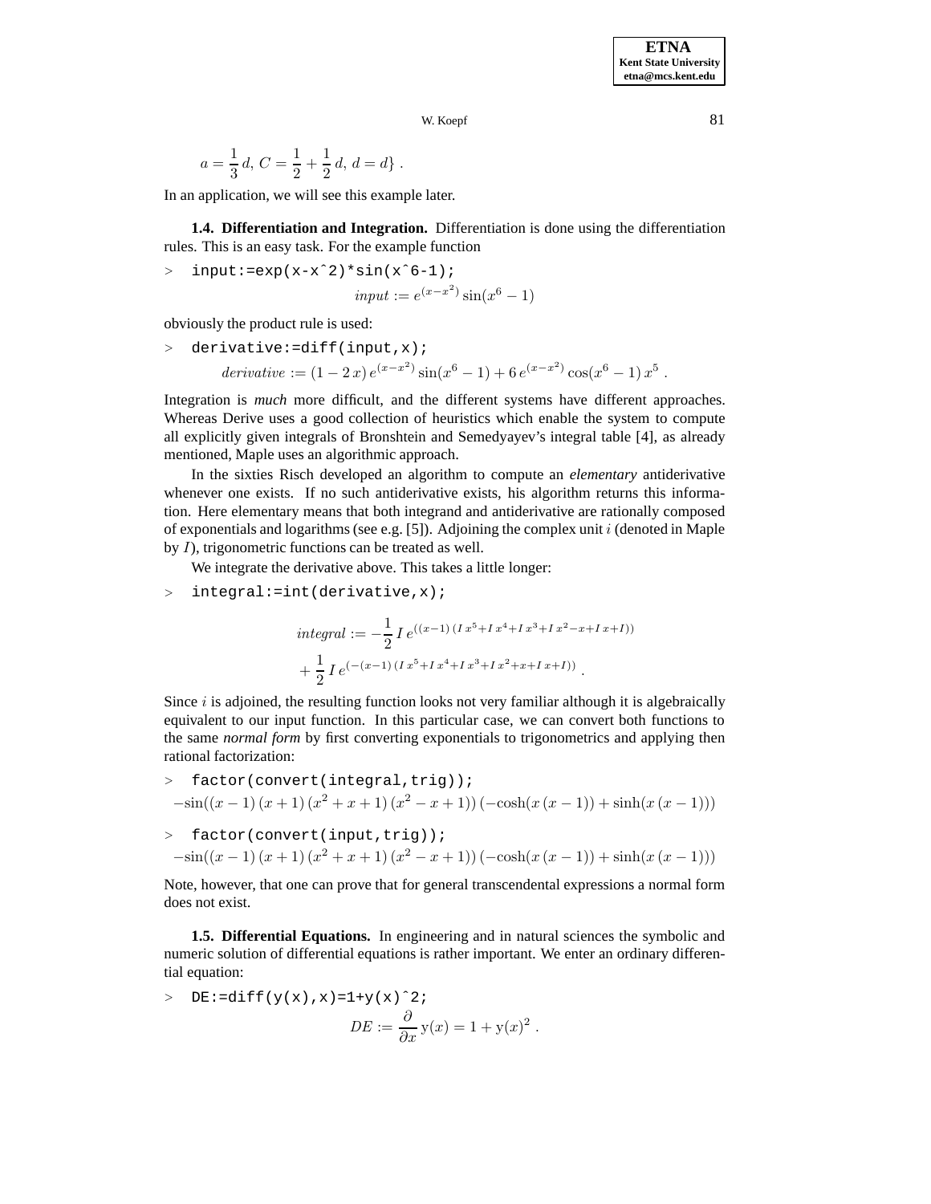$$a = \frac{1}{3}\,d,\; C = \frac{1}{2} + \frac{1}{2}\,d,\; d = d\}\;.$$

In an application, we will see this example later.

**1.4. Differentiation and Integration.** Differentiation is done using the differentiation rules. This is an easy task. For the example function

```
> input:=exp(x-x^2)*sin(x^6-1);
```

$$input := e^{(x-x^2)}\sin(x^6-1)$$

obviously the product rule is used:

```
> derivative:=diff(input,x);
```

$$derivative := (1-2\,x)\,e^{(x-x^2)}\sin(x^6-1) + 6\,e^{(x-x^2)}\cos(x^6-1)\,x^5\;.$$

Integration is *much* more difficult, and the different systems have different approaches. Whereas Derive uses a good collection of heuristics which enable the system to compute all explicitly given integrals of Bronshtein and Semedyayev's integral table [4], as already mentioned, Maple uses an algorithmic approach.

In the sixties Risch developed an algorithm to compute an *elementary* antiderivative whenever one exists. If no such antiderivative exists, his algorithm returns this information. Here elementary means that both integrand and antiderivative are rationally composed of exponentials and logarithms (see e.g. [5]). Adjoining the complex unit $i$ (denoted in Maple by $I$), trigonometric functions can be treated as well.

We integrate the derivative above. This takes a little longer:

```
> integral:=int(derivative,x);
```

$$integral := -\frac{1}{2}\,I\,e^{((x-1)\,(I\,x^5+I\,x^4+I\,x^3+I\,x^2-x+I\,x+I))} + \frac{1}{2}\,I\,e^{(-(x-1)\,(I\,x^5+I\,x^4+I\,x^3+I\,x^2+x+I\,x+I))}\;.$$

Since $i$ is adjoined, the resulting function looks not very familiar although it is algebraically equivalent to our input function. In this particular case, we can convert both functions to the same *normal form* by first converting exponentials to trigonometrics and applying then rational factorization:

```
> factor(convert(integral,trig));
```

$$-\sin((x-1)\,(x+1)\,(x^2+x+1)\,(x^2-x+1))\,(-\cosh(x\,(x-1)) + \sinh(x\,(x-1)))$$

```
> factor(convert(input,trig));
```

$$-\sin((x-1)\,(x+1)\,(x^2+x+1)\,(x^2-x+1))\,(-\cosh(x\,(x-1)) + \sinh(x\,(x-1)))$$

Note, however, that one can prove that for general transcendental expressions a normal form does not exist.

**1.5. Differential Equations.** In engineering and in natural sciences the symbolic and numeric solution of differential equations is rather important. We enter an ordinary differential equation:

```
> DE:=diff(y(x),x)=1+y(x)^2;
```

$$DE := \frac{\partial}{\partial x}\,\mathrm{y}(x) = 1 + \mathrm{y}(x)^2\;.$$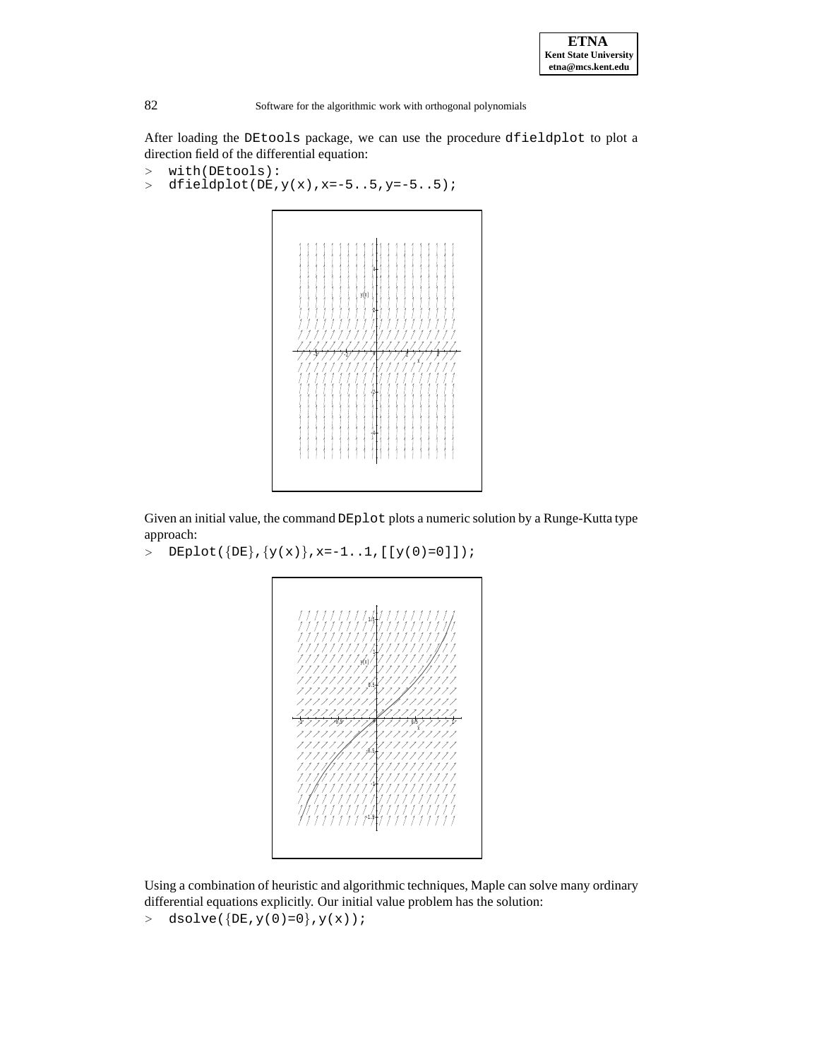After loading the DEtools package, we can use the procedure dfieldplot to plot a direction field of the differential equation:

```
> with(DEtools):
> dfieldplot(DE,y(x),x=-5..5,y=-5..5);
```

Given an initial value, the command DEplot plots a numeric solution by a Runge-Kutta type approach:

```
> DEplot({DE},{y(x)},x=-1..1,[[y(0)=0]]);
```

Using a combination of heuristic and algorithmic techniques, Maple can solve many ordinary differential equations explicitly. Our initial value problem has the solution:

```
> dsolve({DE,y(0)=0},y(x));
```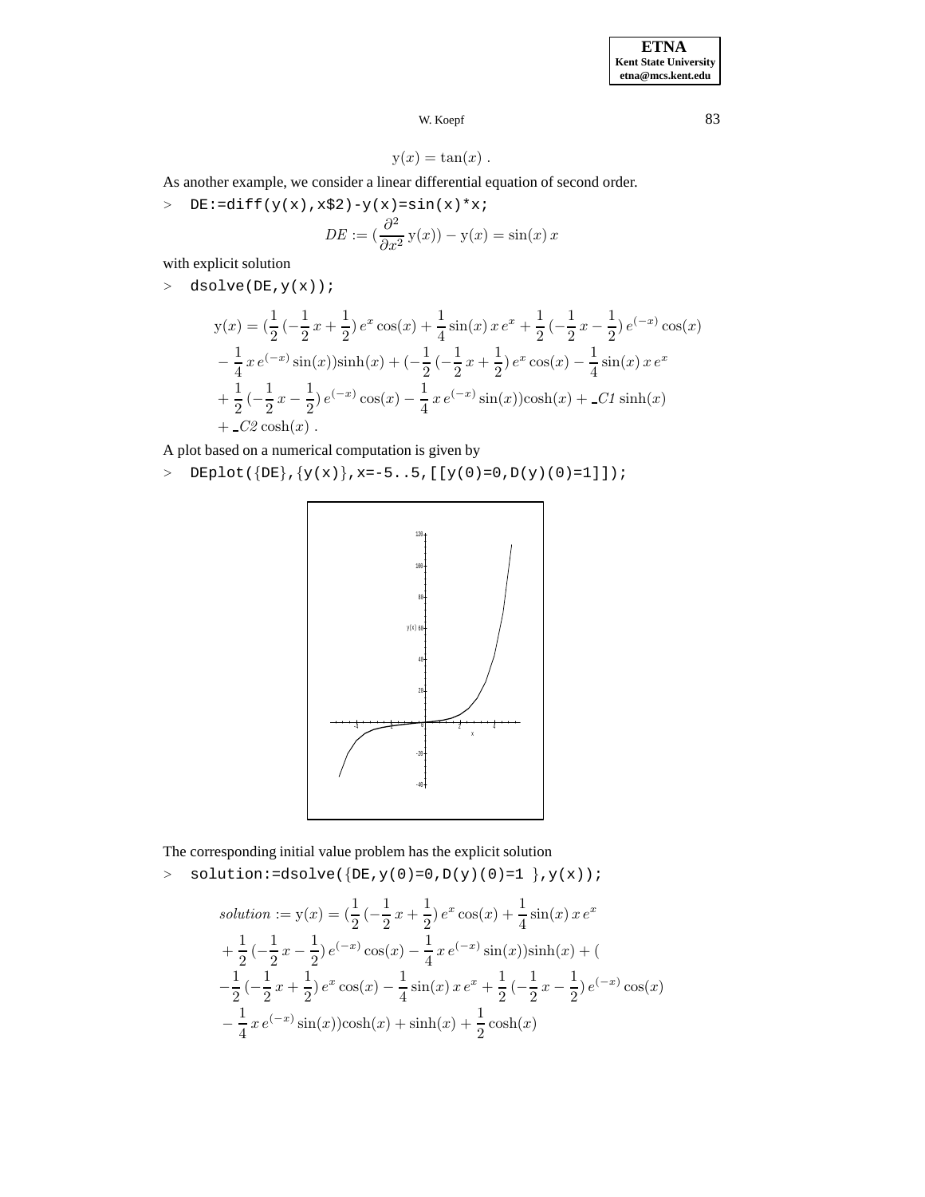$$\mathrm{y}(x) = \tan(x) \; .$$

As another example, we consider a linear differential equation of second order.

```
> DE:=diff(y(x),x$2)-y(x)=sin(x)*x;
```

$$DE := (\frac{\partial^2}{\partial x^2}\, \mathrm{y}(x)) - \mathrm{y}(x) = \sin(x)\, x$$

with explicit solution

```
> dsolve(DE,y(x));
```

$$\begin{aligned}
\mathrm{y}(x) = {} & (\frac{1}{2}\,(-\frac{1}{2}\,x + \frac{1}{2})\,e^x \cos(x) + \frac{1}{4}\sin(x)\,x\,e^x + \frac{1}{2}\,(-\frac{1}{2}\,x - \frac{1}{2})\,e^{(-x)}\cos(x) \\
& - \frac{1}{4}\,x\,e^{(-x)}\sin(x))\sinh(x) + (-\frac{1}{2}\,(-\frac{1}{2}\,x + \frac{1}{2})\,e^x\cos(x) - \frac{1}{4}\sin(x)\,x\,e^x \\
& + \frac{1}{2}\,(-\frac{1}{2}\,x - \frac{1}{2})\,e^{(-x)}\cos(x) - \frac{1}{4}\,x\,e^{(-x)}\sin(x))\cosh(x) + \_C1\,\sinh(x) \\
& + \_C2\,\cosh(x) \; .
\end{aligned}$$

A plot based on a numerical computation is given by

```
> DEplot({DE},{y(x)},x=-5..5,[[y(0)=0,D(y)(0)=1]]);
```

The corresponding initial value problem has the explicit solution

```
> solution:=dsolve({DE,y(0)=0,D(y)(0)=1 },y(x));
```

$$\begin{aligned}
solution := \mathrm{y}(x) = {} & (\frac{1}{2}\,(-\frac{1}{2}\,x + \frac{1}{2})\,e^x\cos(x) + \frac{1}{4}\sin(x)\,x\,e^x \\
& + \frac{1}{2}\,(-\frac{1}{2}\,x - \frac{1}{2})\,e^{(-x)}\cos(x) - \frac{1}{4}\,x\,e^{(-x)}\sin(x))\sinh(x) + ( \\
& -\frac{1}{2}\,(-\frac{1}{2}\,x + \frac{1}{2})\,e^x\cos(x) - \frac{1}{4}\sin(x)\,x\,e^x + \frac{1}{2}\,(-\frac{1}{2}\,x - \frac{1}{2})\,e^{(-x)}\cos(x) \\
& - \frac{1}{4}\,x\,e^{(-x)}\sin(x))\cosh(x) + \sinh(x) + \frac{1}{2}\cosh(x)
\end{aligned}$$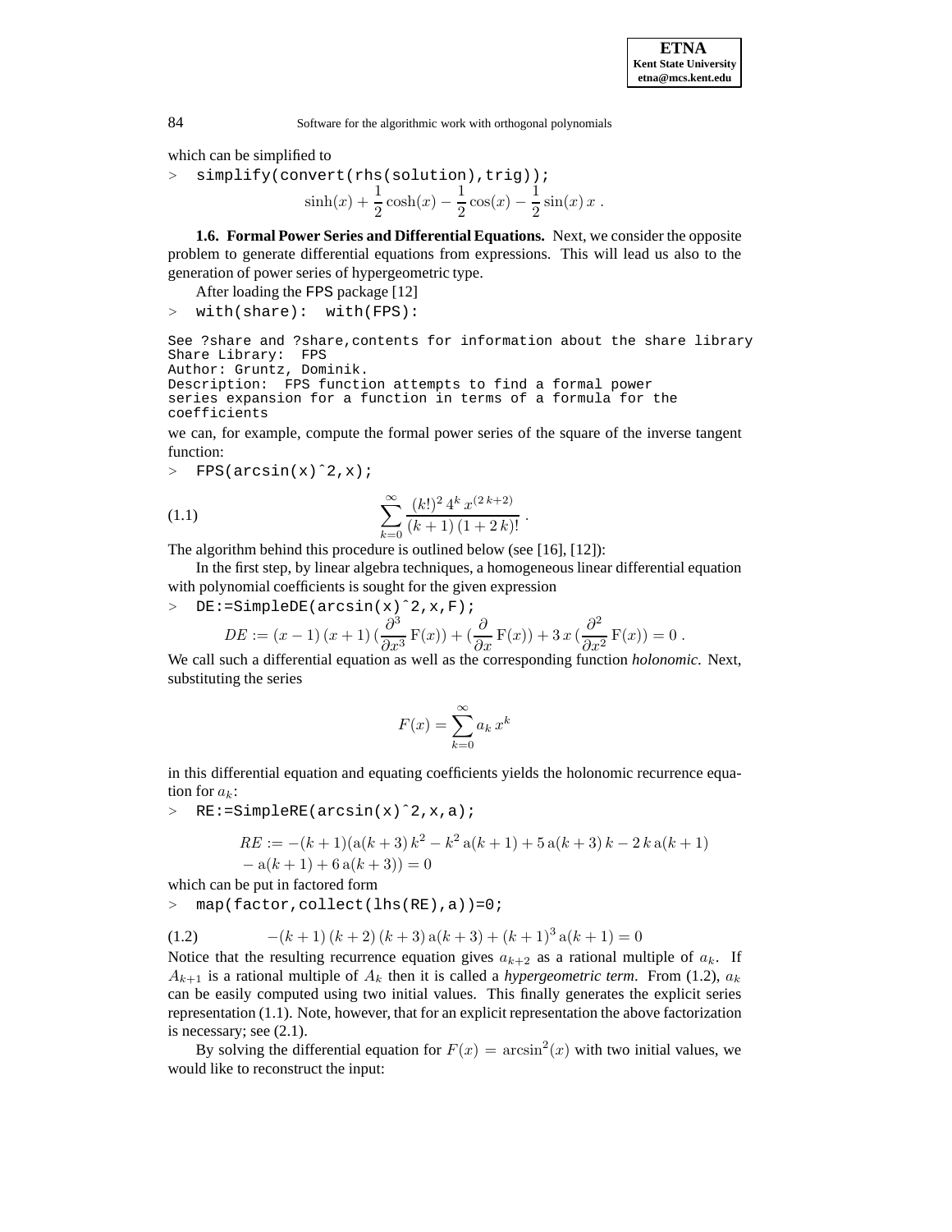which can be simplified to

```
> simplify(convert(rhs(solution),trig));
```

$$\sinh(x) + \frac{1}{2}\cosh(x) - \frac{1}{2}\cos(x) - \frac{1}{2}\sin(x)\,x\ .$$

**1.6. Formal Power Series and Differential Equations.** Next, we consider the opposite problem to generate differential equations from expressions. This will lead us also to the generation of power series of hypergeometric type.

After loading the FPS package [12]

```
> with(share): with(FPS):
```

```
See ?share and ?share,contents for information about the share library
Share Library:  FPS
Author: Gruntz, Dominik.
Description:  FPS function attempts to find a formal power
series expansion for a function in terms of a formula for the
coefficients
```

we can, for example, compute the formal power series of the square of the inverse tangent function:

```
> FPS(arcsin(x)^2,x);
```

$$\sum_{k=0}^{\infty} \frac{(k!)^2\, 4^k\, x^{(2\,k+2)}}{(k+1)\,(1+2\,k)!}\ . \tag{1.1}$$

The algorithm behind this procedure is outlined below (see [16], [12]):

In the first step, by linear algebra techniques, a homogeneous linear differential equation with polynomial coefficients is sought for the given expression

```
> DE:=SimpleDE(arcsin(x)^2,x,F);
```

$$DE := (x-1)\,(x+1)\,(\frac{\partial^3}{\partial x^3}\,\mathrm{F}(x)) + (\frac{\partial}{\partial x}\,\mathrm{F}(x)) + 3\,x\,(\frac{\partial^2}{\partial x^2}\,\mathrm{F}(x)) = 0\ .$$

We call such a differential equation as well as the corresponding function *holonomic*. Next, substituting the series

$$F(x) = \sum_{k=0}^{\infty} a_k\, x^k$$

in this differential equation and equating coefficients yields the holonomic recurrence equation for $a_k$:

```
> RE:=SimpleRE(arcsin(x)^2,x,a);
```

$$RE := -(k+1)(\mathrm{a}(k+3)\,k^2 - k^2\,\mathrm{a}(k+1) + 5\,\mathrm{a}(k+3)\,k - 2\,k\,\mathrm{a}(k+1)$$
$$-\,\mathrm{a}(k+1) + 6\,\mathrm{a}(k+3)) = 0$$

which can be put in factored form

```
> map(factor,collect(lhs(RE),a))=0;
```

$$-(k+1)\,(k+2)\,(k+3)\,\mathrm{a}(k+3) + (k+1)^3\,\mathrm{a}(k+1) = 0 \tag{1.2}$$

Notice that the resulting recurrence equation gives $a_{k+2}$ as a rational multiple of $a_k$. If $A_{k+1}$ is a rational multiple of $A_k$ then it is called a *hypergeometric term*. From (1.2), $a_k$ can be easily computed using two initial values. This finally generates the explicit series representation (1.1). Note, however, that for an explicit representation the above factorization is necessary; see (2.1).

By solving the differential equation for $F(x) = \arcsin^2(x)$ with two initial values, we would like to reconstruct the input: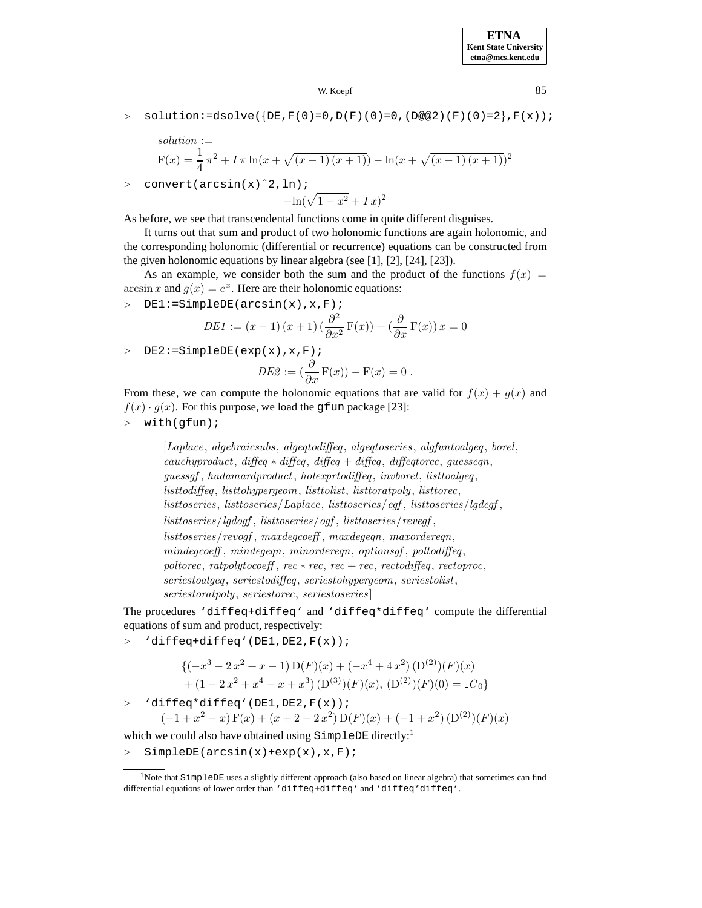```
> solution:=dsolve({DE,F(0)=0,D(F)(0)=0,(D@@2)(F)(0)=2},F(x));
```

$$solution := \mathrm{F}(x) = \frac{1}{4}\pi^2 + I\,\pi \ln(x + \sqrt{(x-1)\,(x+1)}) - \ln(x + \sqrt{(x-1)\,(x+1)})^2$$

```
> convert(arcsin(x)^2,ln);
```

$$-\ln(\sqrt{1-x^2} + I\,x)^2$$

As before, we see that transcendental functions come in quite different disguises.

It turns out that sum and product of two holonomic functions are again holonomic, and the corresponding holonomic (differential or recurrence) equations can be constructed from the given holonomic equations by linear algebra (see [1], [2], [24], [23]).

As an example, we consider both the sum and the product of the functions $f(x) = \arcsin x$ and $g(x) = e^x$. Here are their holonomic equations:

```
> DE1:=SimpleDE(arcsin(x),x,F);
```

$$DE1 := (x-1)\,(x+1)\,(\frac{\partial^2}{\partial x^2}\,\mathrm{F}(x)) + (\frac{\partial}{\partial x}\,\mathrm{F}(x))\,x = 0$$

```
> DE2:=SimpleDE(exp(x),x,F);
```

$$DE2 := (\frac{\partial}{\partial x}\,\mathrm{F}(x)) - \mathrm{F}(x) = 0\,.$$

From these, we can compute the holonomic equations that are valid for $f(x) + g(x)$ and $f(x) \cdot g(x)$. For this purpose, we load the gfun package [23]:

```
> with(gfun);
```

[*Laplace*, *algebraicsubs*, *algeqtodiffeq*, *algeqtoseries*, *algfuntoalgeq*, *borel*, *cauchyproduct*, *diffeq* ∗ *diffeq*, *diffeq* + *diffeq*, *diffeqtorec*, *guesseqn*, *guessgf*, *hadamardproduct*, *holexprtodiffeq*, *invborel*, *listtoalgeq*, *listtodiffeq*, *listtohypergeom*, *listtolist*, *listtoratpoly*, *listtorec*, *listtoseries*, *listtoseries/Laplace*, *listtoseries/egf*, *listtoseries/lgdegf*, *listtoseries/lgdogf*, *listtoseries/ogf*, *listtoseries/revegf*, *listtoseries/revogf*, *maxdegcoeff*, *maxdegeqn*, *maxordereqn*, *mindegcoeff*, *mindegeqn*, *minordereqn*, *optionsgf*, *poltodiffeq*, *poltorec*, *ratpolytocoeff*, *rec* ∗ *rec*, *rec* + *rec*, *rectodiffeq*, *rectoproc*, *seriestoalgeq*, *seriestodiffeq*, *seriestohypergeom*, *seriestolist*, *seriestoratpoly*, *seriestorec*, *seriestoseries*]

The procedures `diffeq+diffeq` and `diffeq*diffeq` compute the differential equations of sum and product, respectively:

```
> `diffeq+diffeq`(DE1,DE2,F(x));
```

$$\{(-x^3 - 2\,x^2 + x - 1)\,\mathrm{D}(F)(x) + (-x^4 + 4\,x^2)\,(\mathrm{D}^{(2)})(F)(x) + (1 - 2\,x^2 + x^4 - x + x^3)\,(\mathrm{D}^{(3)})(F)(x),\ (\mathrm{D}^{(2)})(F)(0) = \_C_0\}$$

```
> `diffeq*diffeq`(DE1,DE2,F(x));
```

$$(-1 + x^2 - x)\,\mathrm{F}(x) + (x + 2 - 2\,x^2)\,\mathrm{D}(F)(x) + (-1 + x^2)\,(\mathrm{D}^{(2)})(F)(x)$$

which we could also have obtained using SimpleDE directly:[1]

```
> SimpleDE(arcsin(x)+exp(x),x,F);
```

[1] Note that SimpleDE uses a slightly different approach (also based on linear algebra) that sometimes can find differential equations of lower order than `diffeq+diffeq` and `diffeq*diffeq`.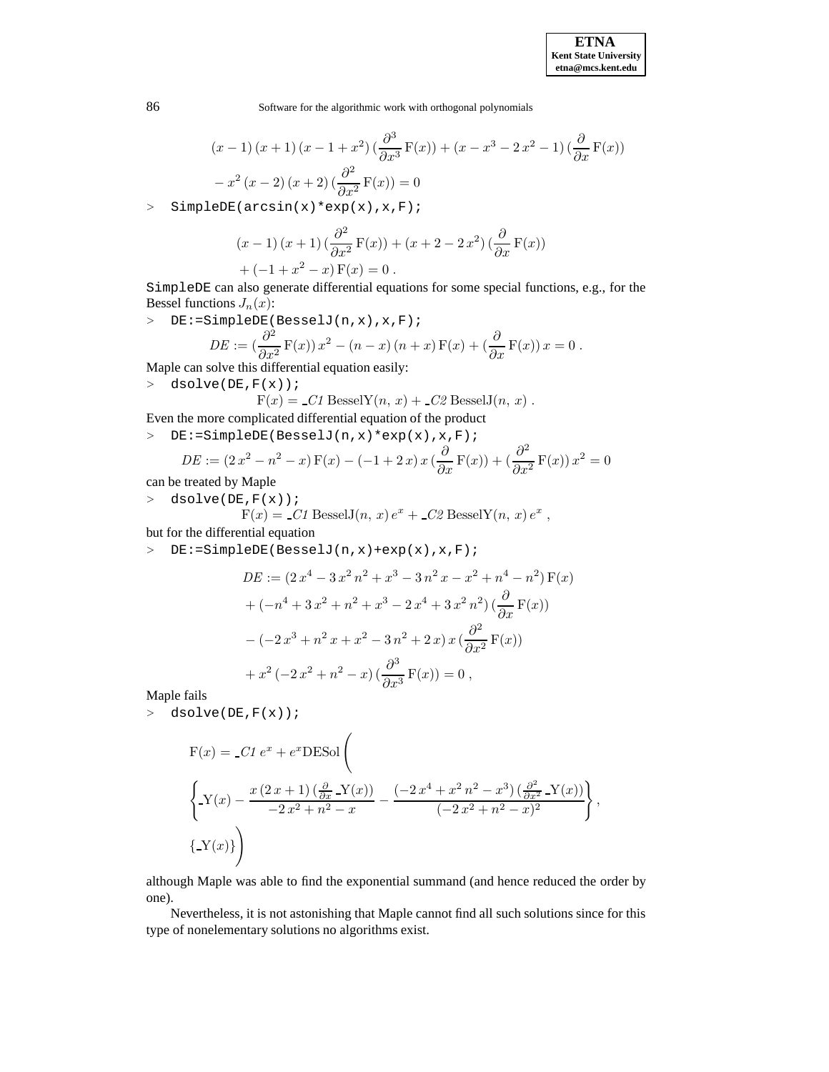$$(x-1)\,(x+1)\,(x-1+x^2)\,(\frac{\partial^3}{\partial x^3}\,\mathrm{F}(x))+(x-x^3-2\,x^2-1)\,(\frac{\partial}{\partial x}\,\mathrm{F}(x))$$
$$-\,x^2\,(x-2)\,(x+2)\,(\frac{\partial^2}{\partial x^2}\,\mathrm{F}(x))=0$$

```
> SimpleDE(arcsin(x)*exp(x),x,F);
```

$$(x-1)\,(x+1)\,(\frac{\partial^2}{\partial x^2}\,\mathrm{F}(x))+(x+2-2\,x^2)\,(\frac{\partial}{\partial x}\,\mathrm{F}(x))$$
$$+\,(-1+x^2-x)\,\mathrm{F}(x)=0\,.$$

SimpleDE can also generate differential equations for some special functions, e.g., for the Bessel functions $J_n(x)$:

```
> DE:=SimpleDE(BesselJ(n,x),x,F);
```

$$DE := (\frac{\partial^2}{\partial x^2}\,\mathrm{F}(x))\,x^2-(n-x)\,(n+x)\,\mathrm{F}(x)+(\frac{\partial}{\partial x}\,\mathrm{F}(x))\,x=0\,.$$

Maple can solve this differential equation easily:

```
> dsolve(DE,F(x));
```

$$\mathrm{F}(x)=\_C1\,\mathrm{BesselY}(n,\,x)+\_C2\,\mathrm{BesselJ}(n,\,x)\,.$$

Even the more complicated differential equation of the product

```
> DE:=SimpleDE(BesselJ(n,x)*exp(x),x,F);
```

$$DE := (2\,x^2-n^2-x)\,\mathrm{F}(x)-(-1+2\,x)\,x\,(\frac{\partial}{\partial x}\,\mathrm{F}(x))+(\frac{\partial^2}{\partial x^2}\,\mathrm{F}(x))\,x^2=0$$

can be treated by Maple

```
> dsolve(DE,F(x));
```

$$\mathrm{F}(x)=\_C1\,\mathrm{BesselJ}(n,\,x)\,e^x+\_C2\,\mathrm{BesselY}(n,\,x)\,e^x\,,$$

but for the differential equation

```
> DE:=SimpleDE(BesselJ(n,x)+exp(x),x,F);
```

$$DE := (2\,x^4-3\,x^2\,n^2+x^3-3\,n^2\,x-x^2+n^4-n^2)\,\mathrm{F}(x)$$
$$+\,(-n^4+3\,x^2+n^2+x^3-2\,x^4+3\,x^2\,n^2)\,(\frac{\partial}{\partial x}\,\mathrm{F}(x))$$
$$-\,(-2\,x^3+n^2\,x+x^2-3\,n^2+2\,x)\,x\,(\frac{\partial^2}{\partial x^2}\,\mathrm{F}(x))$$
$$+\,x^2\,(-2\,x^2+n^2-x)\,(\frac{\partial^3}{\partial x^3}\,\mathrm{F}(x))=0\,,$$

Maple fails

```
> dsolve(DE,F(x));
```

$$\mathrm{F}(x)=\_C1\,e^x+e^x\mathrm{DESol}\Bigg(\left\{\_\mathrm{Y}(x)-\frac{x\,(2\,x+1)\,(\frac{\partial}{\partial x}\,\_\mathrm{Y}(x))}{-2\,x^2+n^2-x}-\frac{(-2\,x^4+x^2\,n^2-x^3)\,(\frac{\partial^2}{\partial x^2}\,\_\mathrm{Y}(x))}{(-2\,x^2+n^2-x)^2}\right\},\{\_\mathrm{Y}(x)\}\Bigg)$$

although Maple was able to find the exponential summand (and hence reduced the order by one).

Nevertheless, it is not astonishing that Maple cannot find all such solutions since for this type of nonelementary solutions no algorithms exist.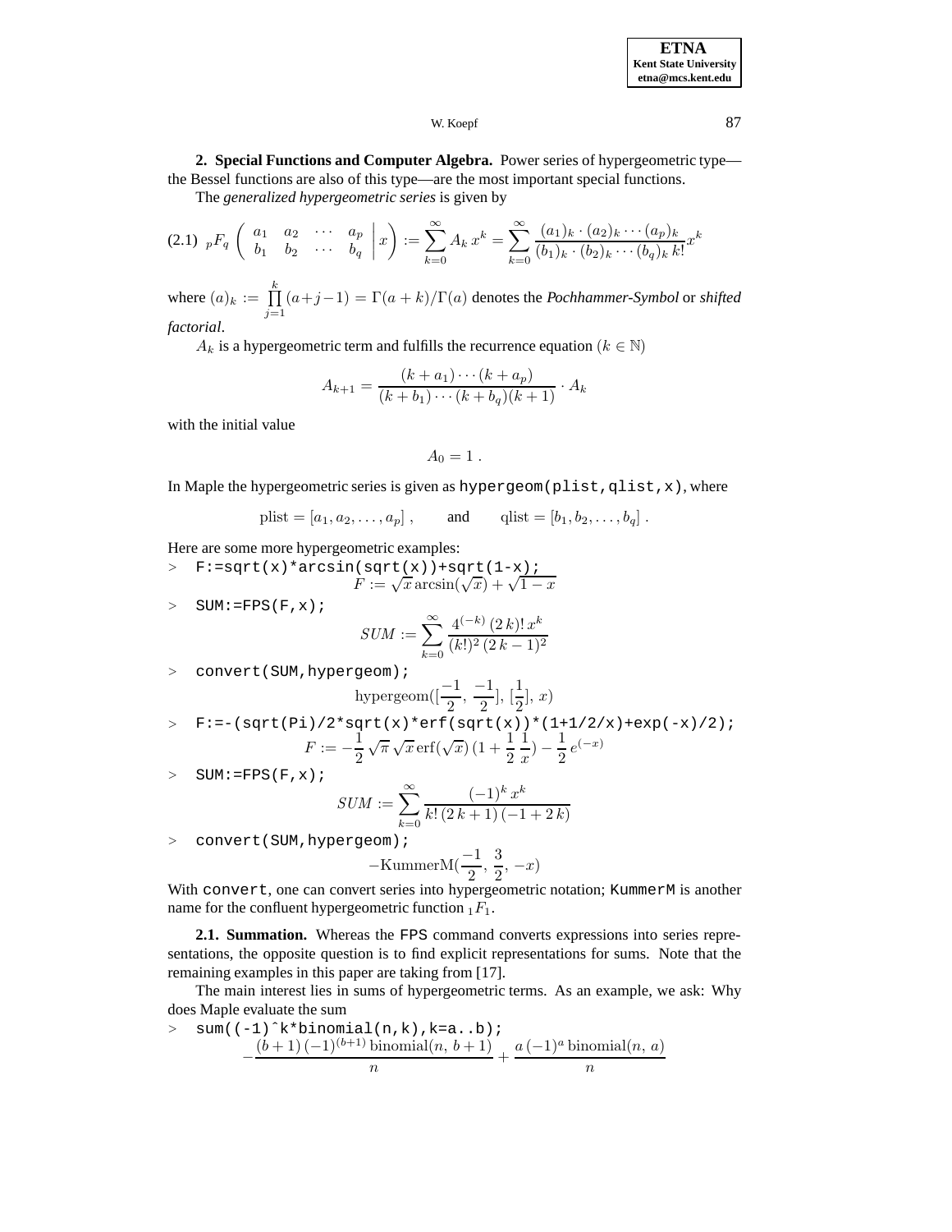**2. Special Functions and Computer Algebra.** Power series of hypergeometric type—the Bessel functions are also of this type—are the most important special functions.

The *generalized hypergeometric series* is given by

$$
{}_pF_q \left( \begin{array}{cccc} a_1 & a_2 & \cdots & a_p \\ b_1 & b_2 & \cdots & b_q \end{array} \middle| \, x \right) := \sum_{k=0}^{\infty} A_k \, x^k = \sum_{k=0}^{\infty} \frac{(a_1)_k \cdot (a_2)_k \cdots (a_p)_k}{(b_1)_k \cdot (b_2)_k \cdots (b_q)_k \, k!} x^k \tag{2.1}
$$

where $(a)_k := \prod_{j=1}^{k} (a+j-1) = \Gamma(a+k)/\Gamma(a)$ denotes the *Pochhammer-Symbol* or *shifted factorial*.

$A_k$ is a hypergeometric term and fulfills the recurrence equation ($k \in \mathbb{N}$)

$$
A_{k+1} = \frac{(k+a_1)\cdots(k+a_p)}{(k+b_1)\cdots(k+b_q)(k+1)} \cdot A_k
$$

with the initial value

$$
A_0 = 1 \; .
$$

In Maple the hypergeometric series is given as `hypergeom(plist,qlist,x)`, where

$$
\text{plist} = [a_1, a_2, \ldots, a_p] \; , \qquad \text{and} \qquad \text{qlist} = [b_1, b_2, \ldots, b_q] \; .
$$

Here are some more hypergeometric examples:

```
> F:=sqrt(x)*arcsin(sqrt(x))+sqrt(1-x);
```

$$
F := \sqrt{x} \arcsin(\sqrt{x}) + \sqrt{1-x}
$$

```
> SUM:=FPS(F,x);
```

$$
SUM := \sum_{k=0}^{\infty} \frac{4^{(-k)}\,(2\,k)!\,x^k}{(k!)^2\,(2\,k-1)^2}
$$

```
> convert(SUM,hypergeom);
```

$$
\text{hypergeom}([\frac{-1}{2}, \frac{-1}{2}], [\frac{1}{2}], x)
$$

```
> F:=-(sqrt(Pi)/2*sqrt(x)*erf(sqrt(x))*(1+1/2/x)+exp(-x)/2);
```

$$
F := -\frac{1}{2}\sqrt{\pi}\sqrt{x}\,\text{erf}(\sqrt{x})\,(1+\frac{1}{2}\,\frac{1}{x}) - \frac{1}{2}\,e^{(-x)}
$$

```
> SUM:=FPS(F,x);
```

$$
SUM := \sum_{k=0}^{\infty} \frac{(-1)^k\,x^k}{k!\,(2\,k+1)\,(-1+2\,k)}
$$

```
> convert(SUM,hypergeom);
```

$$
-\text{KummerM}(\frac{-1}{2}, \frac{3}{2}, -x)
$$

With `convert`, one can convert series into hypergeometric notation; `KummerM` is another name for the confluent hypergeometric function ${}_1F_1$.

**2.1. Summation.** Whereas the `FPS` command converts expressions into series representations, the opposite question is to find explicit representations for sums. Note that the remaining examples in this paper are taking from [17].

The main interest lies in sums of hypergeometric terms. As an example, we ask: Why does Maple evaluate the sum

```
> sum((-1)^k*binomial(n,k),k=a..b);
```

$$
-\frac{(b+1)\,(-1)^{(b+1)}\,\text{binomial}(n,\,b+1)}{n} + \frac{a\,(-1)^a\,\text{binomial}(n,\,a)}{n}
$$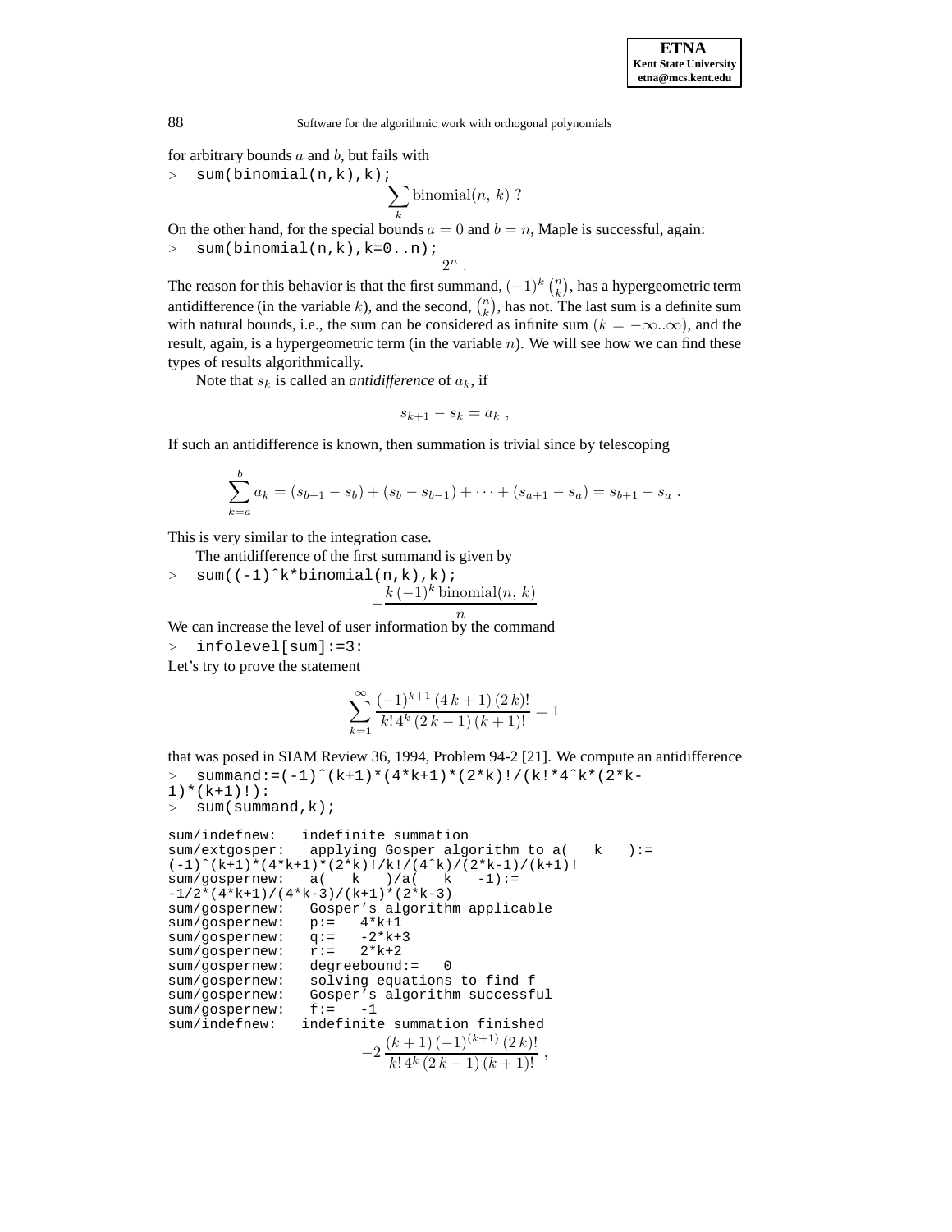for arbitrary bounds $a$ and $b$, but fails with

```
> sum(binomial(n,k),k);
```

$$\sum_k \text{binomial}(n,\, k) \; ?$$

On the other hand, for the special bounds $a = 0$ and $b = n$, Maple is successful, again:

```
> sum(binomial(n,k),k=0..n);
```

$$2^n \; .$$

The reason for this behavior is that the first summand, $(-1)^k \binom{n}{k}$, has a hypergeometric term antidifference (in the variable $k$), and the second, $\binom{n}{k}$, has not. The last sum is a definite sum with natural bounds, i.e., the sum can be considered as infinite sum ($k = -\infty..\infty$), and the result, again, is a hypergeometric term (in the variable $n$). We will see how we can find these types of results algorithmically.

Note that $s_k$ is called an *antidifference* of $a_k$, if

$$s_{k+1} - s_k = a_k \; ,$$

If such an antidifference is known, then summation is trivial since by telescoping

$$\sum_{k=a}^{b} a_k = (s_{b+1} - s_b) + (s_b - s_{b-1}) + \cdots + (s_{a+1} - s_a) = s_{b+1} - s_a \; .$$

This is very similar to the integration case.

The antidifference of the first summand is given by

```
> sum((-1)^k*binomial(n,k),k);
```

$$-\frac{k\,(-1)^k \,\text{binomial}(n,\, k)}{n}$$

We can increase the level of user information by the command

```
> infolevel[sum]:=3:
```

Let's try to prove the statement

$$\sum_{k=1}^{\infty} \frac{(-1)^{k+1}\,(4\,k+1)\,(2\,k)!}{k!\,4^k\,(2\,k-1)\,(k+1)!} = 1$$

that was posed in SIAM Review 36, 1994, Problem 94-2 [21]. We compute an antidifference

```
> summand:=(-1)^(k+1)*(4*k+1)*(2*k)!/(k!*4^k*(2*k-
1)*(k+1)!):
> sum(summand,k);
```

```
sum/indefnew:   indefinite summation
sum/extgosper:   applying Gosper algorithm to a(   k   ):=
(-1)^(k+1)*(4*k+1)*(2*k)!/k!/(4^k)/(2*k-1)/(k+1)!
sum/gospernew:   a(   k   )/a(   k   -1):=
-1/2*(4*k+1)/(4*k-3)/(k+1)*(2*k-3)
sum/gospernew:   Gosper's algorithm applicable
sum/gospernew:   p:=   4*k+1
sum/gospernew:   q:=   -2*k+3
sum/gospernew:   r:=   2*k+2
sum/gospernew:   degreebound:=   0
sum/gospernew:   solving equations to find f
sum/gospernew:   Gosper's algorithm successful
sum/gospernew:   f:=   -1
sum/indefnew:   indefinite summation finished
```

$$-2\,\frac{(k+1)\,(-1)^{(k+1)}\,(2\,k)!}{k!\,4^k\,(2\,k-1)\,(k+1)!} \; ,$$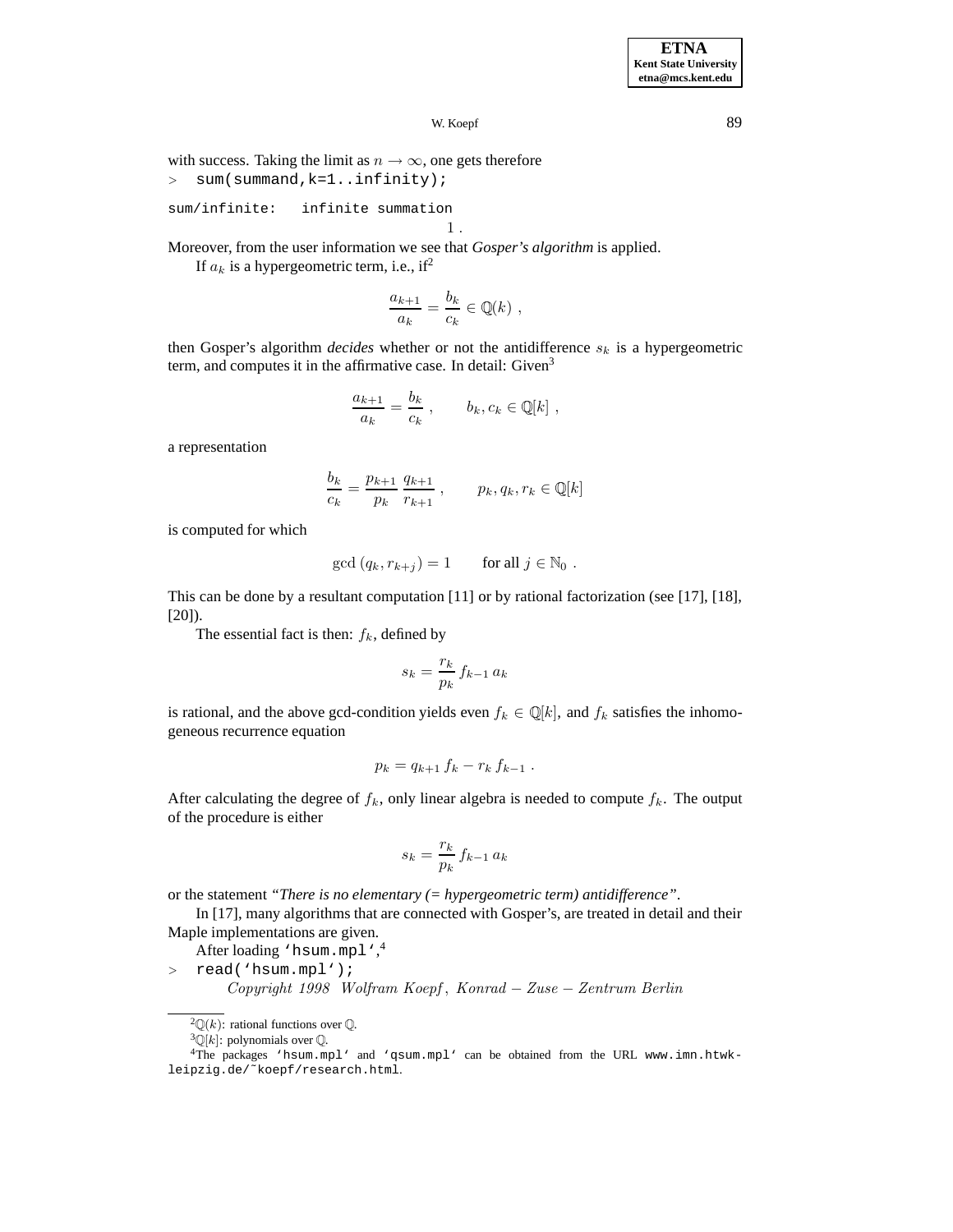with success. Taking the limit as $n \to \infty$, one gets therefore

```
> sum(summand,k=1..infinity);
sum/infinite:   infinite summation
```

$$1 .$$

Moreover, from the user information we see that *Gosper's algorithm* is applied.

If $a_k$ is a hypergeometric term, i.e., if[2]

$$\frac{a_{k+1}}{a_k} = \frac{b_k}{c_k} \in \mathbb{Q}(k) \ ,$$

then Gosper's algorithm *decides* whether or not the antidifference $s_k$ is a hypergeometric term, and computes it in the affirmative case. In detail: Given[3]

$$\frac{a_{k+1}}{a_k} = \frac{b_k}{c_k} \ , \qquad b_k, c_k \in \mathbb{Q}[k] \ ,$$

a representation

$$\frac{b_k}{c_k} = \frac{p_{k+1}}{p_k} \, \frac{q_{k+1}}{r_{k+1}} \ , \qquad p_k, q_k, r_k \in \mathbb{Q}[k]$$

is computed for which

$$\gcd\,(q_k, r_{k+j}) = 1 \qquad \text{for all } j \in \mathbb{N}_0 \ .$$

This can be done by a resultant computation [11] or by rational factorization (see [17], [18], [20]).

The essential fact is then: $f_k$, defined by

$$s_k = \frac{r_k}{p_k} \, f_{k-1} \, a_k$$

is rational, and the above gcd-condition yields even $f_k \in \mathbb{Q}[k]$, and $f_k$ satisfies the inhomogeneous recurrence equation

$$p_k = q_{k+1} \, f_k - r_k \, f_{k-1} \ .$$

After calculating the degree of $f_k$, only linear algebra is needed to compute $f_k$. The output of the procedure is either

$$s_k = \frac{r_k}{p_k} \, f_{k-1} \, a_k$$

or the statement *"There is no elementary (= hypergeometric term) antidifference"*.

In [17], many algorithms that are connected with Gosper's, are treated in detail and their Maple implementations are given.

After loading `'hsum.mpl'`,[4]

```
> read('hsum.mpl');
```

$$\textit{Copyright 1998 Wolfram Koepf, Konrad} - \textit{Zuse} - \textit{Zentrum Berlin}$$

---

[2] $\mathbb{Q}(k)$: rational functions over $\mathbb{Q}$.

[3] $\mathbb{Q}[k]$: polynomials over $\mathbb{Q}$.

[4] The packages `'hsum.mpl'` and `'qsum.mpl'` can be obtained from the URL `www.imn.htwk-leipzig.de/~koepf/research.html`.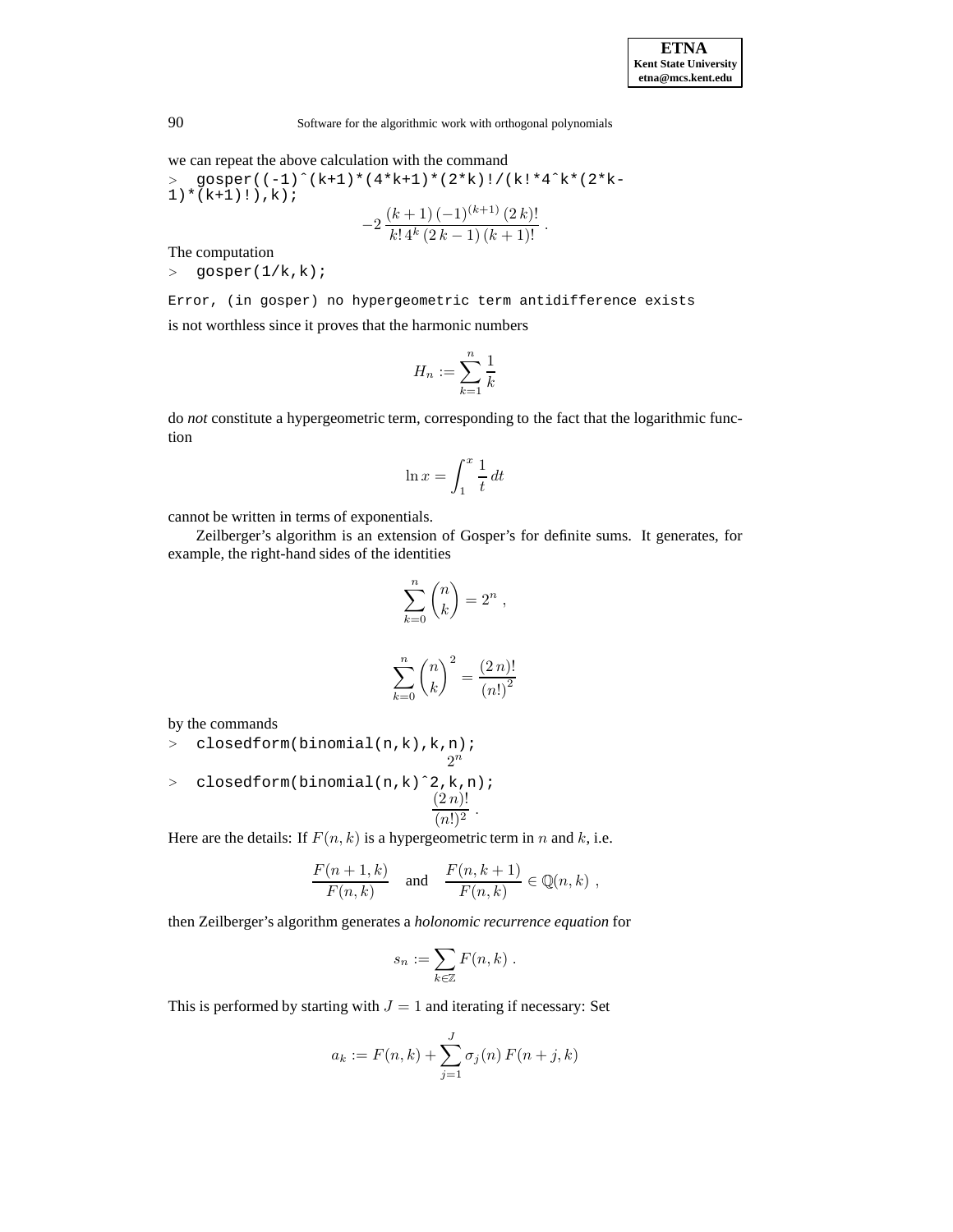we can repeat the above calculation with the command

```
> gosper((-1)^(k+1)*(4*k+1)*(2*k)!/(k!*4^k*(2*k-1)*(k+1)!),k);
```

$$-2\,\frac{(k+1)\,(-1)^{(k+1)}\,(2\,k)!}{k!\,4^k\,(2\,k-1)\,(k+1)!}\ .$$

The computation

```
> gosper(1/k,k);

Error, (in gosper) no hypergeometric term antidifference exists
```

is not worthless since it proves that the harmonic numbers

$$H_n := \sum_{k=1}^{n} \frac{1}{k}$$

do *not* constitute a hypergeometric term, corresponding to the fact that the logarithmic function

$$\ln x = \int_1^x \frac{1}{t}\,dt$$

cannot be written in terms of exponentials.

Zeilberger's algorithm is an extension of Gosper's for definite sums. It generates, for example, the right-hand sides of the identities

$$\sum_{k=0}^{n} \binom{n}{k} = 2^n\ ,$$

$$\sum_{k=0}^{n} \binom{n}{k}^2 = \frac{(2\,n)!}{(n!)^2}$$

by the commands

```
> closedform(binomial(n,k),k,n);
```

$$2^n$$

```
> closedform(binomial(n,k)^2,k,n);
```

$$\frac{(2\,n)!}{(n!)^2}\ .$$

Here are the details: If $F(n,k)$ is a hypergeometric term in $n$ and $k$, i.e.

$$\frac{F(n+1,k)}{F(n,k)} \quad \text{and} \quad \frac{F(n,k+1)}{F(n,k)} \in \mathbb{Q}(n,k)\ ,$$

then Zeilberger's algorithm generates a *holonomic recurrence equation* for

$$s_n := \sum_{k\in\mathbb{Z}} F(n,k)\ .$$

This is performed by starting with $J=1$ and iterating if necessary: Set

$$a_k := F(n,k) + \sum_{j=1}^{J} \sigma_j(n)\,F(n+j,k)$$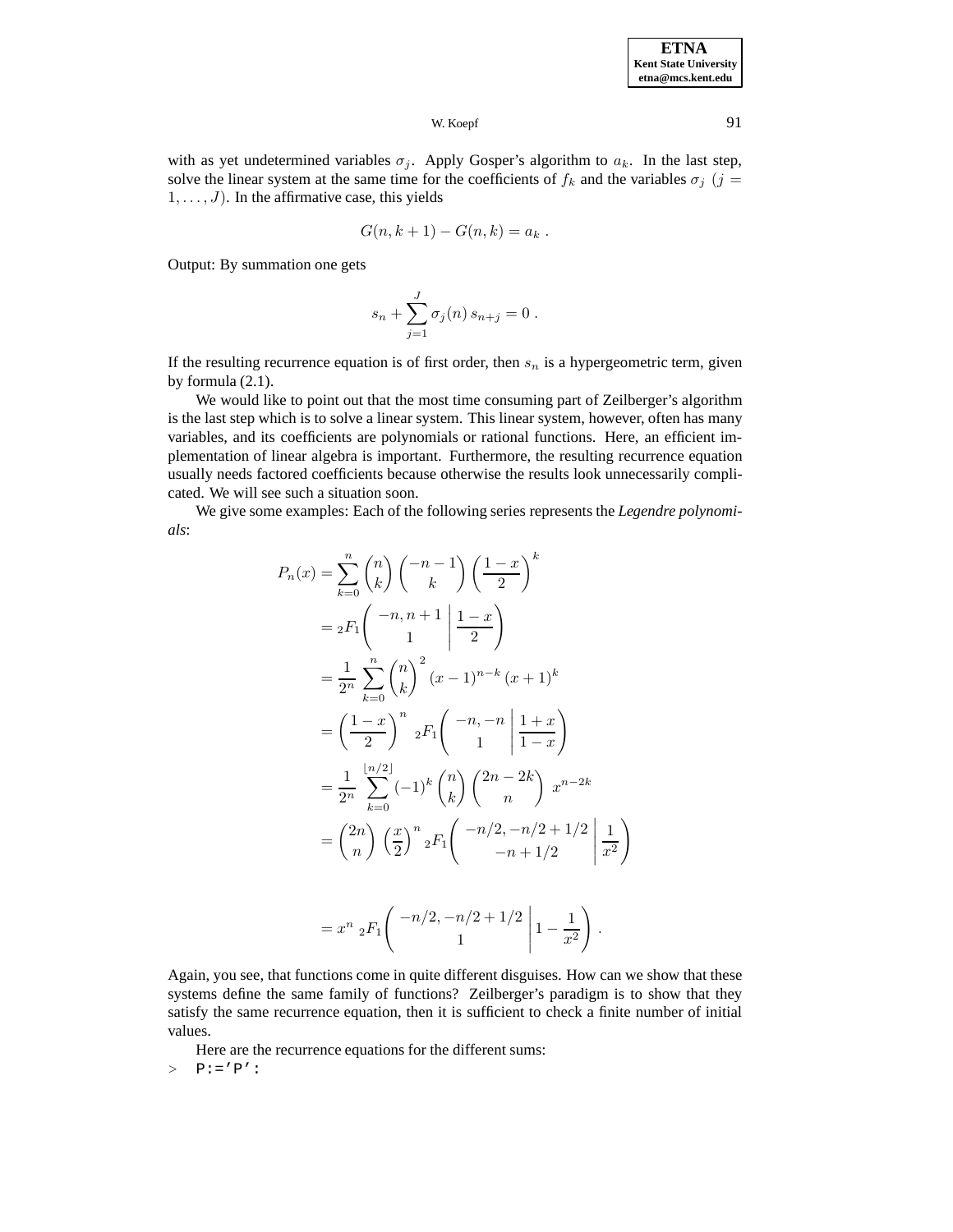with as yet undetermined variables $\sigma_j$. Apply Gosper's algorithm to $a_k$. In the last step, solve the linear system at the same time for the coefficients of $f_k$ and the variables $\sigma_j$ $(j = 1, \ldots, J)$. In the affirmative case, this yields

$$G(n, k+1) - G(n, k) = a_k \; .$$

Output: By summation one gets

$$s_n + \sum_{j=1}^{J} \sigma_j(n)\, s_{n+j} = 0 \; .$$

If the resulting recurrence equation is of first order, then $s_n$ is a hypergeometric term, given by formula (2.1).

We would like to point out that the most time consuming part of Zeilberger's algorithm is the last step which is to solve a linear system. This linear system, however, often has many variables, and its coefficients are polynomials or rational functions. Here, an efficient implementation of linear algebra is important. Furthermore, the resulting recurrence equation usually needs factored coefficients because otherwise the results look unnecessarily complicated. We will see such a situation soon.

We give some examples: Each of the following series represents the *Legendre polynomials*:

$$\begin{aligned}
P_n(x) &= \sum_{k=0}^{n} \binom{n}{k} \binom{-n-1}{k} \left(\frac{1-x}{2}\right)^k \\
&= {}_2F_1\left( \left. \begin{array}{c} -n, n+1 \\ 1 \end{array} \right| \frac{1-x}{2} \right) \\
&= \frac{1}{2^n} \sum_{k=0}^{n} \binom{n}{k}^2 (x-1)^{n-k} (x+1)^k \\
&= \left(\frac{1-x}{2}\right)^n {}_2F_1\left( \left. \begin{array}{c} -n, -n \\ 1 \end{array} \right| \frac{1+x}{1-x} \right) \\
&= \frac{1}{2^n} \sum_{k=0}^{\lfloor n/2 \rfloor} (-1)^k \binom{n}{k} \binom{2n-2k}{n} \, x^{n-2k} \\
&= \binom{2n}{n} \left(\frac{x}{2}\right)^n {}_2F_1\left( \left. \begin{array}{c} -n/2, -n/2+1/2 \\ -n+1/2 \end{array} \right| \frac{1}{x^2} \right) \\
&= x^n \, {}_2F_1\left( \left. \begin{array}{c} -n/2, -n/2+1/2 \\ 1 \end{array} \right| 1 - \frac{1}{x^2} \right) .
\end{aligned}$$

Again, you see, that functions come in quite different disguises. How can we show that these systems define the same family of functions? Zeilberger's paradigm is to show that they satisfy the same recurrence equation, then it is sufficient to check a finite number of initial values.

Here are the recurrence equations for the different sums:

```
> P:='P':
```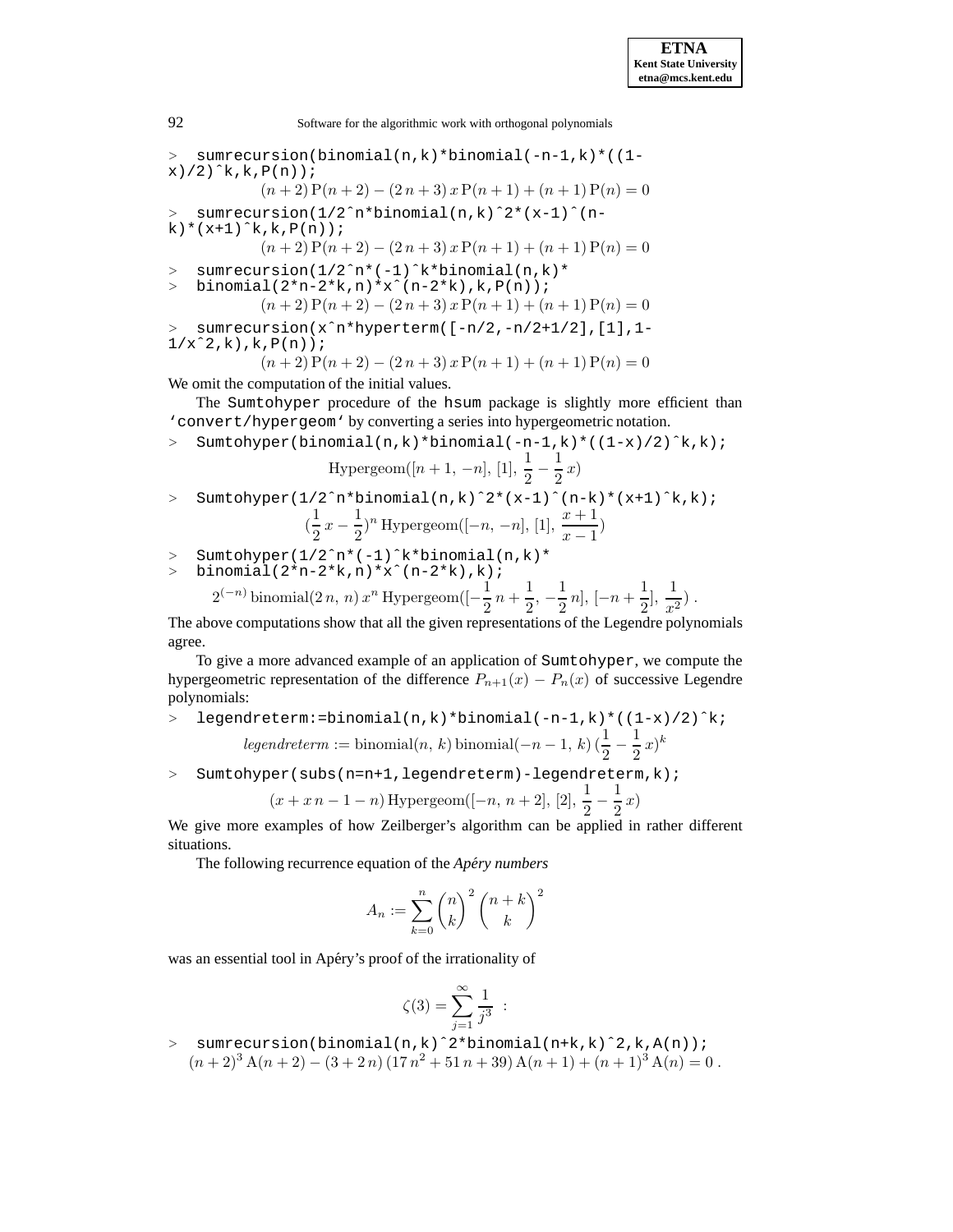```
> sumrecursion(binomial(n,k)*binomial(-n-1,k)*((1-x)/2)^k,k,P(n));
```

$$(n+2)\,\mathrm{P}(n+2)-(2\,n+3)\,x\,\mathrm{P}(n+1)+(n+1)\,\mathrm{P}(n)=0$$

```
> sumrecursion(1/2^n*binomial(n,k)^2*(x-1)^(n-k)*(x+1)^k,k,P(n));
```

$$(n+2)\,\mathrm{P}(n+2)-(2\,n+3)\,x\,\mathrm{P}(n+1)+(n+1)\,\mathrm{P}(n)=0$$

```
> sumrecursion(1/2^n*(-1)^k*binomial(n,k)*
> binomial(2*n-2*k,n)*x^(n-2*k),k,P(n));
```

$$(n+2)\,\mathrm{P}(n+2)-(2\,n+3)\,x\,\mathrm{P}(n+1)+(n+1)\,\mathrm{P}(n)=0$$

```
> sumrecursion(x^n*hyperterm([-n/2,-n/2+1/2],[1],1-1/x^2,k),k,P(n));
```

$$(n+2)\,\mathrm{P}(n+2)-(2\,n+3)\,x\,\mathrm{P}(n+1)+(n+1)\,\mathrm{P}(n)=0$$

We omit the computation of the initial values.

The Sumtohyper procedure of the hsum package is slightly more efficient than 'convert/hypergeom' by converting a series into hypergeometric notation.

```
> Sumtohyper(binomial(n,k)*binomial(-n-1,k)*((1-x)/2)^k,k);
```

$$\mathrm{Hypergeom}([n+1,\,-n],\,[1],\,\frac{1}{2}-\frac{1}{2}\,x)$$

```
> Sumtohyper(1/2^n*binomial(n,k)^2*(x-1)^(n-k)*(x+1)^k,k);
```

$$(\frac{1}{2}\,x-\frac{1}{2})^n\,\mathrm{Hypergeom}([-n,\,-n],\,[1],\,\frac{x+1}{x-1})$$

```
> Sumtohyper(1/2^n*(-1)^k*binomial(n,k)*
> binomial(2*n-2*k,n)*x^(n-2*k),k);
```

$$2^{(-n)}\,\mathrm{binomial}(2\,n,\,n)\,x^n\,\mathrm{Hypergeom}([-\frac{1}{2}\,n+\frac{1}{2},\,-\frac{1}{2}\,n],\,[-n+\frac{1}{2}],\,\frac{1}{x^2})\,.$$

The above computations show that all the given representations of the Legendre polynomials agree.

To give a more advanced example of an application of Sumtohyper, we compute the hypergeometric representation of the difference $P_{n+1}(x)-P_n(x)$ of successive Legendre polynomials:

```
> legendreterm:=binomial(n,k)*binomial(-n-1,k)*((1-x)/2)^k;
```

$$legendreterm:=\mathrm{binomial}(n,\,k)\,\mathrm{binomial}(-n-1,\,k)\,(\frac{1}{2}-\frac{1}{2}\,x)^k$$

```
> Sumtohyper(subs(n=n+1,legendreterm)-legendreterm,k);
```

$$(x+x\,n-1-n)\,\mathrm{Hypergeom}([-n,\,n+2],\,[2],\,\frac{1}{2}-\frac{1}{2}\,x)$$

We give more examples of how Zeilberger's algorithm can be applied in rather different situations.

The following recurrence equation of the *Apéry numbers*

$$A_n:=\sum_{k=0}^{n}\binom{n}{k}^2\binom{n+k}{k}^2$$

was an essential tool in Apéry's proof of the irrationality of

$$\zeta(3)=\sum_{j=1}^{\infty}\frac{1}{j^3}\ :$$

```
> sumrecursion(binomial(n,k)^2*binomial(n+k,k)^2,k,A(n));
```

$$(n+2)^3\,\mathrm{A}(n+2)-(3+2\,n)\,(17\,n^2+51\,n+39)\,\mathrm{A}(n+1)+(n+1)^3\,\mathrm{A}(n)=0\,.$$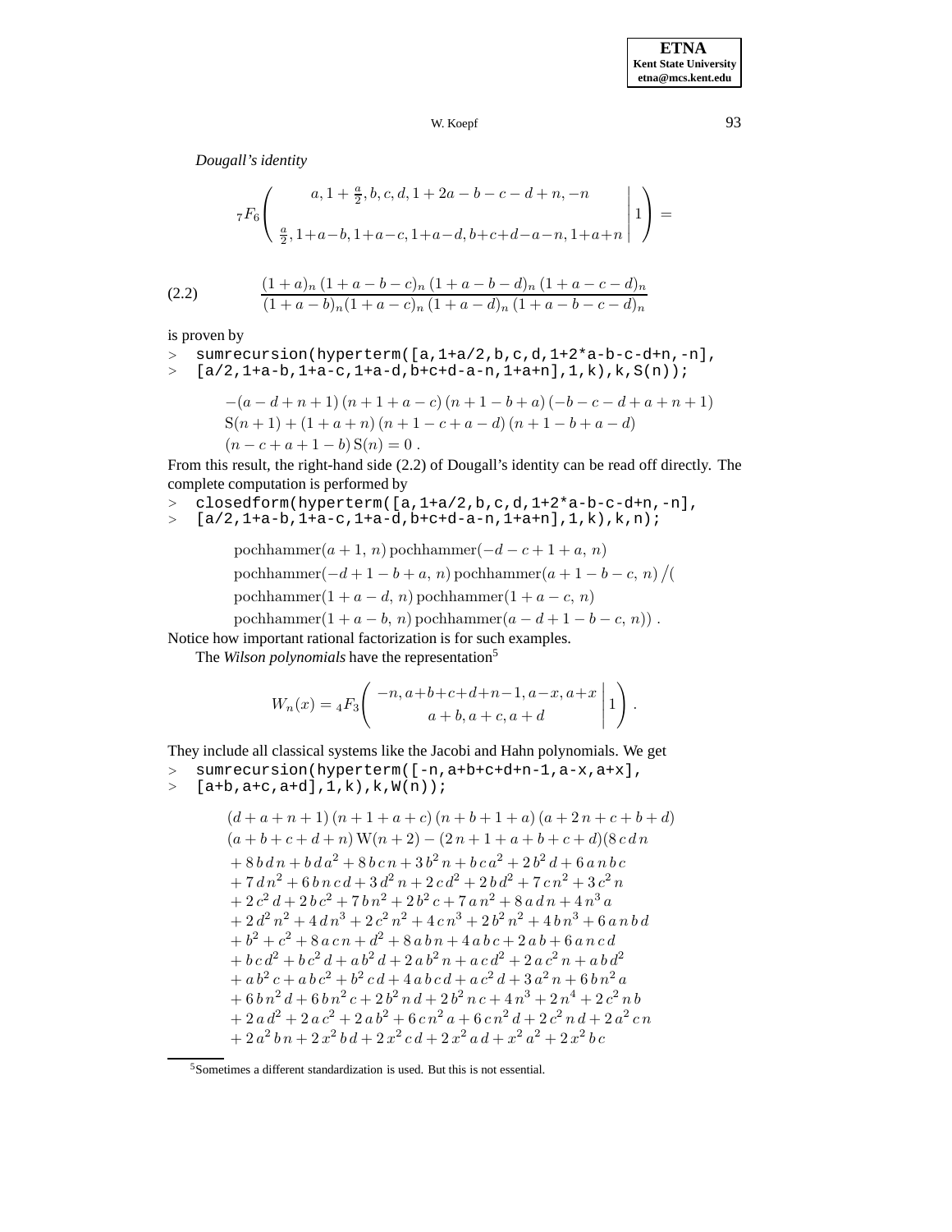*Dougall's identity*

$$
{}_7F_6\left(\begin{array}{c} a, 1+\frac{a}{2}, b, c, d, 1+2a-b-c-d+n, -n \\ \frac{a}{2}, 1+a-b, 1+a-c, 1+a-d, b+c+d-a-n, 1+a+n \end{array} \middle| 1 \right) =
$$

$$
\frac{(1+a)_n\,(1+a-b-c)_n\,(1+a-b-d)_n\,(1+a-c-d)_n}{(1+a-b)_n(1+a-c)_n\,(1+a-d)_n\,(1+a-b-c-d)_n} \tag{2.2}
$$

is proven by

```
> sumrecursion(hyperterm([a,1+a/2,b,c,d,1+2*a-b-c-d+n,-n],
> [a/2,1+a-b,1+a-c,1+a-d,b+c+d-a-n,1+a+n],1,k),k,S(n));
```

$$
\begin{aligned}
&-(a-d+n+1)\,(n+1+a-c)\,(n+1-b+a)\,(-b-c-d+a+n+1) \\
&\mathrm{S}(n+1)+(1+a+n)\,(n+1-c+a-d)\,(n+1-b+a-d) \\
&(n-c+a+1-b)\,\mathrm{S}(n)=0\,.
\end{aligned}
$$

From this result, the right-hand side (2.2) of Dougall's identity can be read off directly. The complete computation is performed by

```
> closedform(hyperterm([a,1+a/2,b,c,d,1+2*a-b-c-d+n,-n],
> [a/2,1+a-b,1+a-c,1+a-d,b+c+d-a-n,1+a+n],1,k),k,n);
```

$$
\begin{aligned}
&\mathrm{pochhammer}(a+1,\,n)\,\mathrm{pochhammer}(-d-c+1+a,\,n) \\
&\mathrm{pochhammer}(-d+1-b+a,\,n)\,\mathrm{pochhammer}(a+1-b-c,\,n)\big/( \\
&\mathrm{pochhammer}(1+a-d,\,n)\,\mathrm{pochhammer}(1+a-c,\,n) \\
&\mathrm{pochhammer}(1+a-b,\,n)\,\mathrm{pochhammer}(a-d+1-b-c,\,n))\,.
\end{aligned}
$$

Notice how important rational factorization is for such examples.

The *Wilson polynomials* have the representation[5]

$$
W_n(x) = {}_4F_3\left(\begin{array}{c} -n, a+b+c+d+n-1, a-x, a+x \\ a+b, a+c, a+d \end{array} \middle| 1 \right).
$$

They include all classical systems like the Jacobi and Hahn polynomials. We get

```
> sumrecursion(hyperterm([-n,a+b+c+d+n-1,a-x,a+x],
> [a+b,a+c,a+d],1,k),k,W(n));
```

$$
\begin{aligned}
&(d+a+n+1)\,(n+1+a+c)\,(n+b+1+a)\,(a+2\,n+c+b+d) \\
&(a+b+c+d+n)\,\mathrm{W}(n+2)-(2\,n+1+a+b+c+d)(8\,c\,d\,n \\
&+8\,b\,d\,n+b\,d\,a^2+8\,b\,c\,n+3\,b^2\,n+b\,c\,a^2+2\,b^2\,d+6\,a\,n\,b\,c \\
&+7\,d\,n^2+6\,b\,n\,c\,d+3\,d^2\,n+2\,c\,d^2+2\,b\,d^2+7\,c\,n^2+3\,c^2\,n \\
&+2\,c^2\,d+2\,b\,c^2+7\,b\,n^2+2\,b^2\,c+7\,a\,n^2+8\,a\,d\,n+4\,n^3\,a \\
&+2\,d^2\,n^2+4\,d\,n^3+2\,c^2\,n^2+4\,c\,n^3+2\,b^2\,n^2+4\,b\,n^3+6\,a\,n\,b\,d \\
&+b^2+c^2+8\,a\,c\,n+d^2+8\,a\,b\,n+4\,a\,b\,c+2\,a\,b+6\,a\,n\,c\,d \\
&+b\,c\,d^2+b\,c^2\,d+a\,b^2\,d+2\,a\,b^2\,n+a\,c\,d^2+2\,a\,c^2\,n+a\,b\,d^2 \\
&+a\,b^2\,c+a\,b\,c^2+b^2\,c\,d+4\,a\,b\,c\,d+a\,c^2\,d+3\,a^2\,n+6\,b\,n^2\,a \\
&+6\,b\,n^2\,d+6\,b\,n^2\,c+2\,b^2\,n\,d+2\,b^2\,n\,c+4\,n^3+2\,n^4+2\,c^2\,n\,b \\
&+2\,a\,d^2+2\,a\,c^2+2\,a\,b^2+6\,c\,n^2\,a+6\,c\,n^2\,d+2\,c^2\,n\,d+2\,a^2\,c\,n \\
&+2\,a^2\,b\,n+2\,x^2\,b\,d+2\,x^2\,c\,d+2\,x^2\,a\,d+x^2\,a^2+2\,x^2\,b\,c
\end{aligned}
$$

[5]Sometimes a different standardization is used. But this is not essential.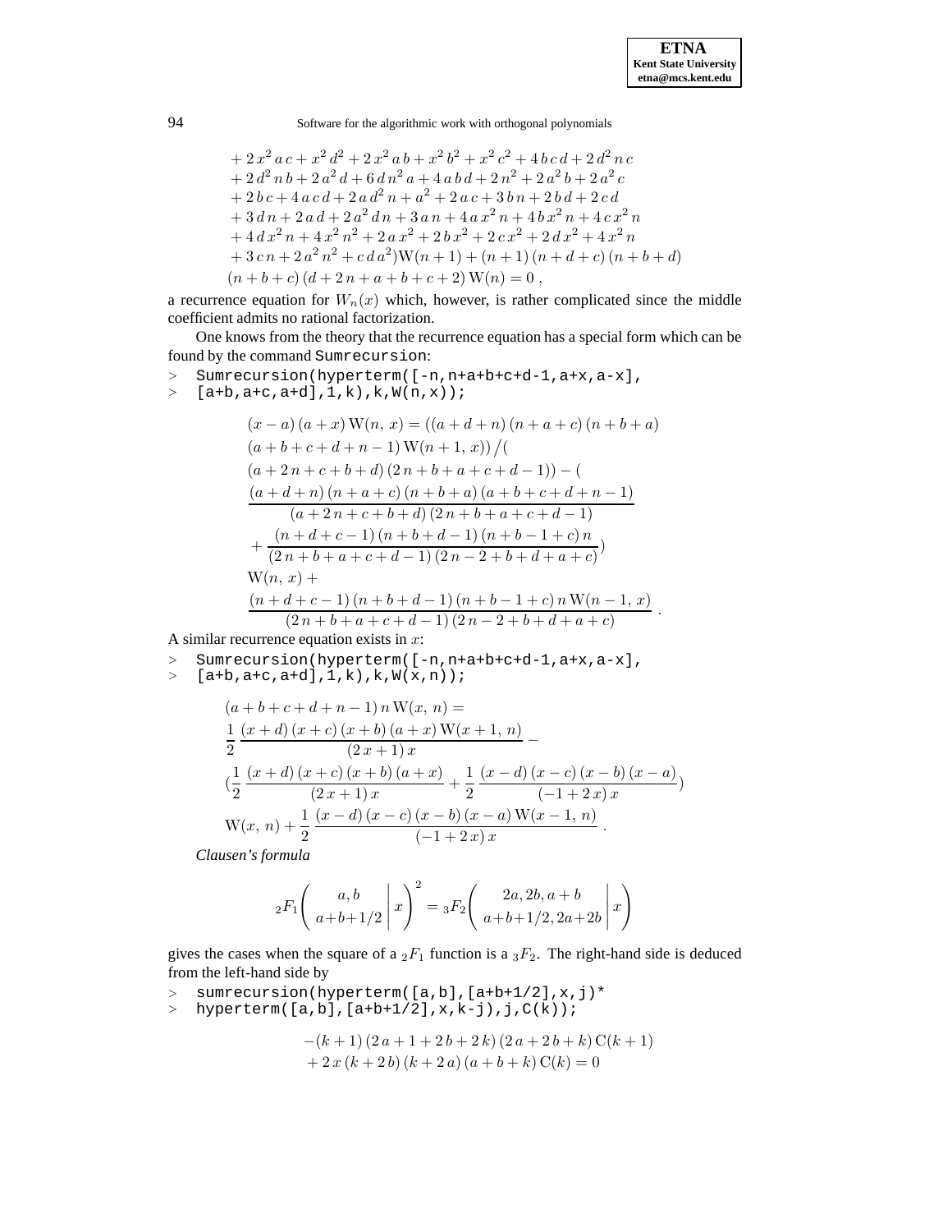$$
\begin{aligned}
&+ 2\,x^2\,a\,c + x^2\,d^2 + 2\,x^2\,a\,b + x^2\,b^2 + x^2\,c^2 + 4\,b\,c\,d + 2\,d^2\,n\,c \\
&+ 2\,d^2\,n\,b + 2\,a^2\,d + 6\,d\,n^2\,a + 4\,a\,b\,d + 2\,n^2 + 2\,a^2\,b + 2\,a^2\,c \\
&+ 2\,b\,c + 4\,a\,c\,d + 2\,a\,d^2\,n + a^2 + 2\,a\,c + 3\,b\,n + 2\,b\,d + 2\,c\,d \\
&+ 3\,d\,n + 2\,a\,d + 2\,a^2\,d\,n + 3\,a\,n + 4\,a\,x^2\,n + 4\,b\,x^2\,n + 4\,c\,x^2\,n \\
&+ 4\,d\,x^2\,n + 4\,x^2\,n^2 + 2\,a\,x^2 + 2\,b\,x^2 + 2\,c\,x^2 + 2\,d\,x^2 + 4\,x^2\,n \\
&+ 3\,c\,n + 2\,a^2\,n^2 + c\,d\,a^2)\mathrm{W}(n+1) + (n+1)\,(n+d+c)\,(n+b+d) \\
&(n+b+c)\,(d+2\,n+a+b+c+2)\,\mathrm{W}(n) = 0\;,
\end{aligned}
$$

a recurrence equation for $W_n(x)$ which, however, is rather complicated since the middle coefficient admits no rational factorization.

One knows from the theory that the recurrence equation has a special form which can be found by the command Sumrecursion:

```
> Sumrecursion(hyperterm([-n,n+a+b+c+d-1,a+x,a-x],
> [a+b,a+c,a+d],1,k),k,W(n,x));
```

$$
\begin{aligned}
&(x-a)\,(a+x)\,\mathrm{W}(n,\,x) = ((a+d+n)\,(n+a+c)\,(n+b+a) \\
&(a+b+c+d+n-1)\,\mathrm{W}(n+1,\,x))\big/( \\
&(a+2\,n+c+b+d)\,(2\,n+b+a+c+d-1)) - ( \\
&\frac{(a+d+n)\,(n+a+c)\,(n+b+a)\,(a+b+c+d+n-1)}{(a+2\,n+c+b+d)\,(2\,n+b+a+c+d-1)} \\
&+ \frac{(n+d+c-1)\,(n+b+d-1)\,(n+b-1+c)\,n}{(2\,n+b+a+c+d-1)\,(2\,n-2+b+d+a+c)}) \\
&\mathrm{W}(n,\,x) + \\
&\frac{(n+d+c-1)\,(n+b+d-1)\,(n+b-1+c)\,n\,\mathrm{W}(n-1,\,x)}{(2\,n+b+a+c+d-1)\,(2\,n-2+b+d+a+c)}\;.
\end{aligned}
$$

A similar recurrence equation exists in $x$:

```
> Sumrecursion(hyperterm([-n,n+a+b+c+d-1,a+x,a-x],
> [a+b,a+c,a+d],1,k),k,W(x,n));
```

$$
\begin{aligned}
&(a+b+c+d+n-1)\,n\,\mathrm{W}(x,\,n) = \\
&\frac{1}{2}\,\frac{(x+d)\,(x+c)\,(x+b)\,(a+x)\,\mathrm{W}(x+1,\,n)}{(2\,x+1)\,x} - \\
&(\frac{1}{2}\,\frac{(x+d)\,(x+c)\,(x+b)\,(a+x)}{(2\,x+1)\,x} + \frac{1}{2}\,\frac{(x-d)\,(x-c)\,(x-b)\,(x-a)}{(-1+2\,x)\,x}) \\
&\mathrm{W}(x,\,n) + \frac{1}{2}\,\frac{(x-d)\,(x-c)\,(x-b)\,(x-a)\,\mathrm{W}(x-1,\,n)}{(-1+2\,x)\,x}\;.
\end{aligned}
$$

*Clausen's formula*

$$
{}_2F_1\left(\left.\begin{array}{c} a,b \\ a+b+1/2 \end{array}\right| x\right)^2 = {}_3F_2\left(\left.\begin{array}{c} 2a,2b,a+b \\ a+b+1/2,2a+2b \end{array}\right| x\right)
$$

gives the cases when the square of a ${}_2F_1$ function is a ${}_3F_2$. The right-hand side is deduced from the left-hand side by

```
> sumrecursion(hyperterm([a,b],[a+b+1/2],x,j)*
> hyperterm([a,b],[a+b+1/2],x,k-j),j,C(k));
```

$$
\begin{aligned}
&-(k+1)\,(2\,a+1+2\,b+2\,k)\,(2\,a+2\,b+k)\,\mathrm{C}(k+1) \\
&+ 2\,x\,(k+2\,b)\,(k+2\,a)\,(a+b+k)\,\mathrm{C}(k) = 0
\end{aligned}
$$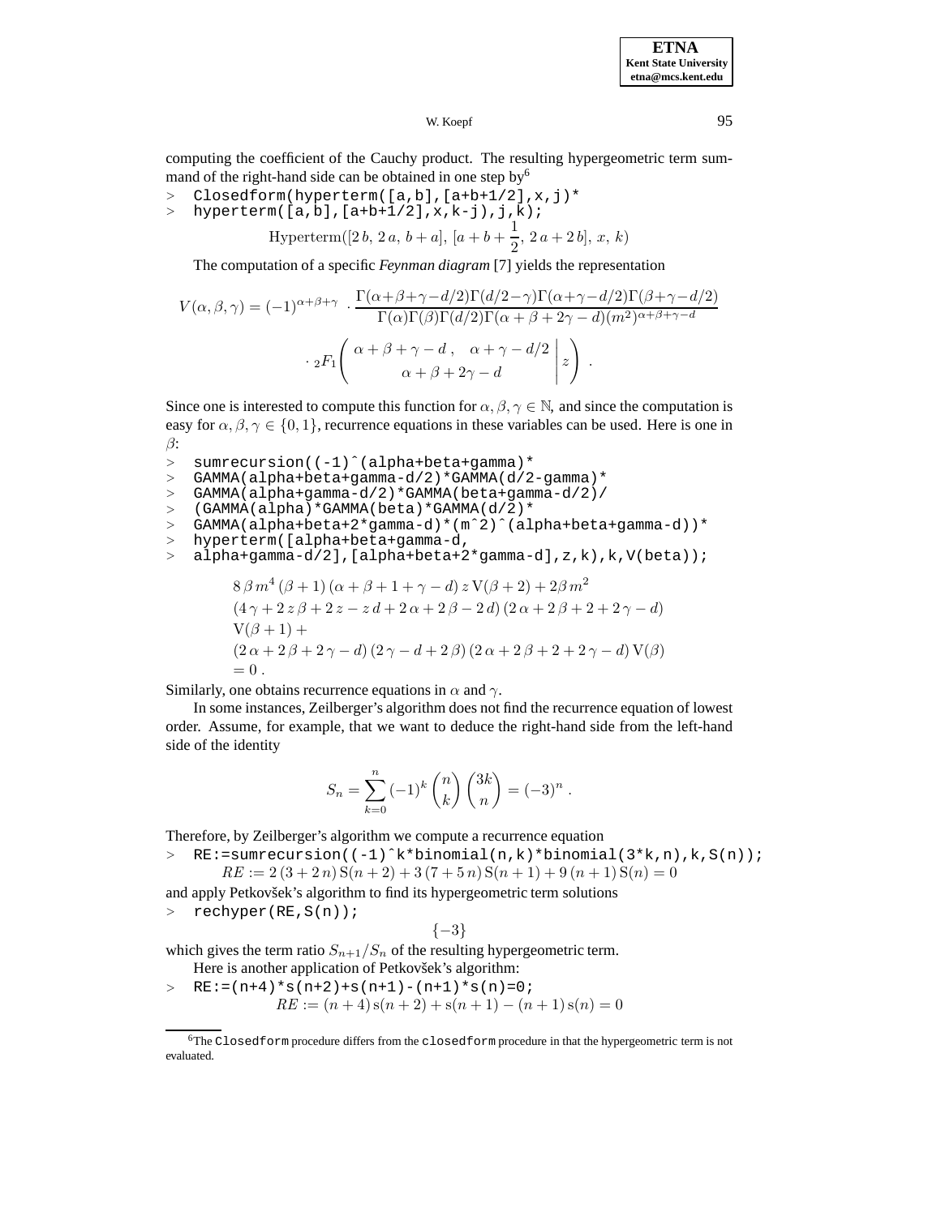computing the coefficient of the Cauchy product. The resulting hypergeometric term summand of the right-hand side can be obtained in one step by[6]

```
> Closedform(hyperterm([a,b],[a+b+1/2],x,j)*
> hyperterm([a,b],[a+b+1/2],x,k-j),j,k);
```

$$\mathrm{Hyperterm}([2\,b,\,2\,a,\,b+a],\,[a+b+\frac{1}{2},\,2\,a+2\,b],\,x,\,k)$$

The computation of a specific *Feynman diagram* [7] yields the representation

$$V(\alpha,\beta,\gamma) = (-1)^{\alpha+\beta+\gamma} \cdot \frac{\Gamma(\alpha+\beta+\gamma-d/2)\Gamma(d/2-\gamma)\Gamma(\alpha+\gamma-d/2)\Gamma(\beta+\gamma-d/2)}{\Gamma(\alpha)\Gamma(\beta)\Gamma(d/2)\Gamma(\alpha+\beta+2\gamma-d)(m^2)^{\alpha+\beta+\gamma-d}}$$

$$\cdot \, {}_2F_1\left( \left. \begin{array}{c} \alpha+\beta+\gamma-d \, , \quad \alpha+\gamma-d/2 \\ \alpha+\beta+2\gamma-d \end{array} \right| z \right) .$$

Since one is interested to compute this function for $\alpha,\beta,\gamma \in \mathbb{N}$, and since the computation is easy for $\alpha,\beta,\gamma \in \{0,1\}$, recurrence equations in these variables can be used. Here is one in $\beta$:

```
> sumrecursion((-1)^(alpha+beta+gamma)*
> GAMMA(alpha+beta+gamma-d/2)*GAMMA(d/2-gamma)*
> GAMMA(alpha+gamma-d/2)*GAMMA(beta+gamma-d/2)/
> (GAMMA(alpha)*GAMMA(beta)*GAMMA(d/2)*
> GAMMA(alpha+beta+2*gamma-d)*(m^2)^(alpha+beta+gamma-d))*
> hyperterm([alpha+beta+gamma-d,
> alpha+gamma-d/2],[alpha+beta+2*gamma-d],z,k),k,V(beta));
```

$$\begin{aligned}
&8\,\beta\,m^4\,(\beta+1)\,(\alpha+\beta+1+\gamma-d)\,z\,\mathrm{V}(\beta+2) + 2\beta\,m^2 \\
&(4\,\gamma+2\,z\,\beta+2\,z-z\,d+2\,\alpha+2\,\beta-2\,d)\,(2\,\alpha+2\,\beta+2+2\,\gamma-d) \\
&\mathrm{V}(\beta+1) + \\
&(2\,\alpha+2\,\beta+2\,\gamma-d)\,(2\,\gamma-d+2\,\beta)\,(2\,\alpha+2\,\beta+2+2\,\gamma-d)\,\mathrm{V}(\beta) \\
&= 0\,.
\end{aligned}$$

Similarly, one obtains recurrence equations in $\alpha$ and $\gamma$.

In some instances, Zeilberger's algorithm does not find the recurrence equation of lowest order. Assume, for example, that we want to deduce the right-hand side from the left-hand side of the identity

$$S_n = \sum_{k=0}^{n} (-1)^k \binom{n}{k} \binom{3k}{n} = (-3)^n \, .$$

Therefore, by Zeilberger's algorithm we compute a recurrence equation

```
> RE:=sumrecursion((-1)^k*binomial(n,k)*binomial(3*k,n),k,S(n));
```

$$RE := 2\,(3+2\,n)\,\mathrm{S}(n+2) + 3\,(7+5\,n)\,\mathrm{S}(n+1) + 9\,(n+1)\,\mathrm{S}(n) = 0$$

and apply Petkovšek's algorithm to find its hypergeometric term solutions

```
> rechyper(RE,S(n));
```

$$\{-3\}$$

which gives the term ratio $S_{n+1}/S_n$ of the resulting hypergeometric term.

Here is another application of Petkovšek's algorithm:

```
> RE:=(n+4)*s(n+2)+s(n+1)-(n+1)*s(n)=0;
```

$$RE := (n+4)\,\mathrm{s}(n+2) + \mathrm{s}(n+1) - (n+1)\,\mathrm{s}(n) = 0$$

[6]The `Closedform` procedure differs from the `closedform` procedure in that the hypergeometric term is not evaluated.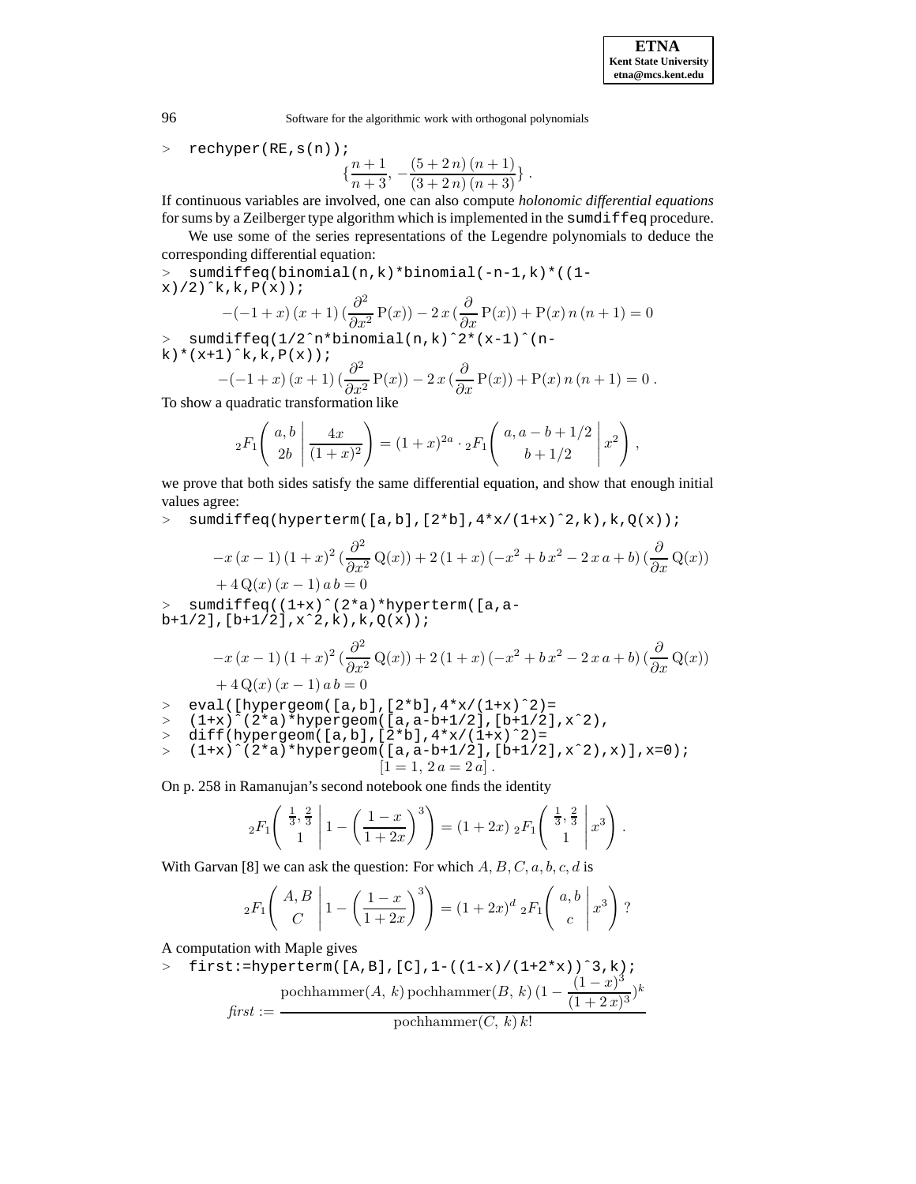```
> rechyper(RE,s(n));
```

$$\{\frac{n+1}{n+3}, -\frac{(5+2\,n)\,(n+1)}{(3+2\,n)\,(n+3)}\}\,.$$

If continuous variables are involved, one can also compute *holonomic differential equations* for sums by a Zeilberger type algorithm which is implemented in the sumdiffeq procedure.

We use some of the series representations of the Legendre polynomials to deduce the corresponding differential equation:

```
> sumdiffeq(binomial(n,k)*binomial(-n-1,k)*((1-
x)/2)^k,k,P(x));
```

$$-(-1+x)\,(x+1)\,(\frac{\partial^2}{\partial x^2}\,\mathrm{P}(x)) - 2\,x\,(\frac{\partial}{\partial x}\,\mathrm{P}(x)) + \mathrm{P}(x)\,n\,(n+1) = 0$$

```
> sumdiffeq(1/2^n*binomial(n,k)^2*(x-1)^(n-
k)*(x+1)^k,k,P(x));
```

$$-(-1+x)\,(x+1)\,(\frac{\partial^2}{\partial x^2}\,\mathrm{P}(x)) - 2\,x\,(\frac{\partial}{\partial x}\,\mathrm{P}(x)) + \mathrm{P}(x)\,n\,(n+1) = 0\,.$$

To show a quadratic transformation like

$${}_2F_1\left(\begin{array}{c} a, b \\ 2b \end{array}\middle|\, \frac{4x}{(1+x)^2}\right) = (1+x)^{2a} \cdot {}_2F_1\left(\begin{array}{c} a, a-b+1/2 \\ b+1/2 \end{array}\middle|\, x^2\right),$$

we prove that both sides satisfy the same differential equation, and show that enough initial values agree:

```
> sumdiffeq(hyperterm([a,b],[2*b],4*x/(1+x)^2,k),k,Q(x));
```

$$-x\,(x-1)\,(1+x)^2\,(\frac{\partial^2}{\partial x^2}\,\mathrm{Q}(x)) + 2\,(1+x)\,(-x^2+b\,x^2-2\,x\,a+b)\,(\frac{\partial}{\partial x}\,\mathrm{Q}(x)) + 4\,\mathrm{Q}(x)\,(x-1)\,a\,b = 0$$

```
> sumdiffeq((1+x)^(2*a)*hyperterm([a,a-
b+1/2],[b+1/2],x^2,k),k,Q(x));
```

$$-x\,(x-1)\,(1+x)^2\,(\frac{\partial^2}{\partial x^2}\,\mathrm{Q}(x)) + 2\,(1+x)\,(-x^2+b\,x^2-2\,x\,a+b)\,(\frac{\partial}{\partial x}\,\mathrm{Q}(x)) + 4\,\mathrm{Q}(x)\,(x-1)\,a\,b = 0$$

```
> eval([hypergeom([a,b],[2*b],4*x/(1+x)^2)=
> (1+x)^(2*a)*hypergeom([a,a-b+1/2],[b+1/2],x^2),
> diff(hypergeom([a,b],[2*b],4*x/(1+x)^2)=
> (1+x)^(2*a)*hypergeom([a,a-b+1/2],[b+1/2],x^2),x)],x=0);
```

$$[1=1,\, 2\,a = 2\,a]\,.$$

On p. 258 in Ramanujan's second notebook one finds the identity

$${}_2F_1\left(\begin{array}{c} \frac{1}{3}, \frac{2}{3} \\ 1 \end{array}\middle|\, 1-\left(\frac{1-x}{1+2x}\right)^3\right) = (1+2x)\; {}_2F_1\left(\begin{array}{c} \frac{1}{3}, \frac{2}{3} \\ 1 \end{array}\middle|\, x^3\right).$$

With Garvan [8] we can ask the question: For which $A, B, C, a, b, c, d$ is

$${}_2F_1\left(\begin{array}{c} A, B \\ C \end{array}\middle|\, 1-\left(\frac{1-x}{1+2x}\right)^3\right) = (1+2x)^d\; {}_2F_1\left(\begin{array}{c} a, b \\ c \end{array}\middle|\, x^3\right)\,?$$

A computation with Maple gives

```
> first:=hyperterm([A,B],[C],1-((1-x)/(1+2*x))^3,k);
```

$$\mathit{first} := \frac{\mathrm{pochhammer}(A,\,k)\,\mathrm{pochhammer}(B,\,k)\,(1-\frac{(1-x)^3}{(1+2\,x)^3})^k}{\mathrm{pochhammer}(C,\,k)\,k!}$$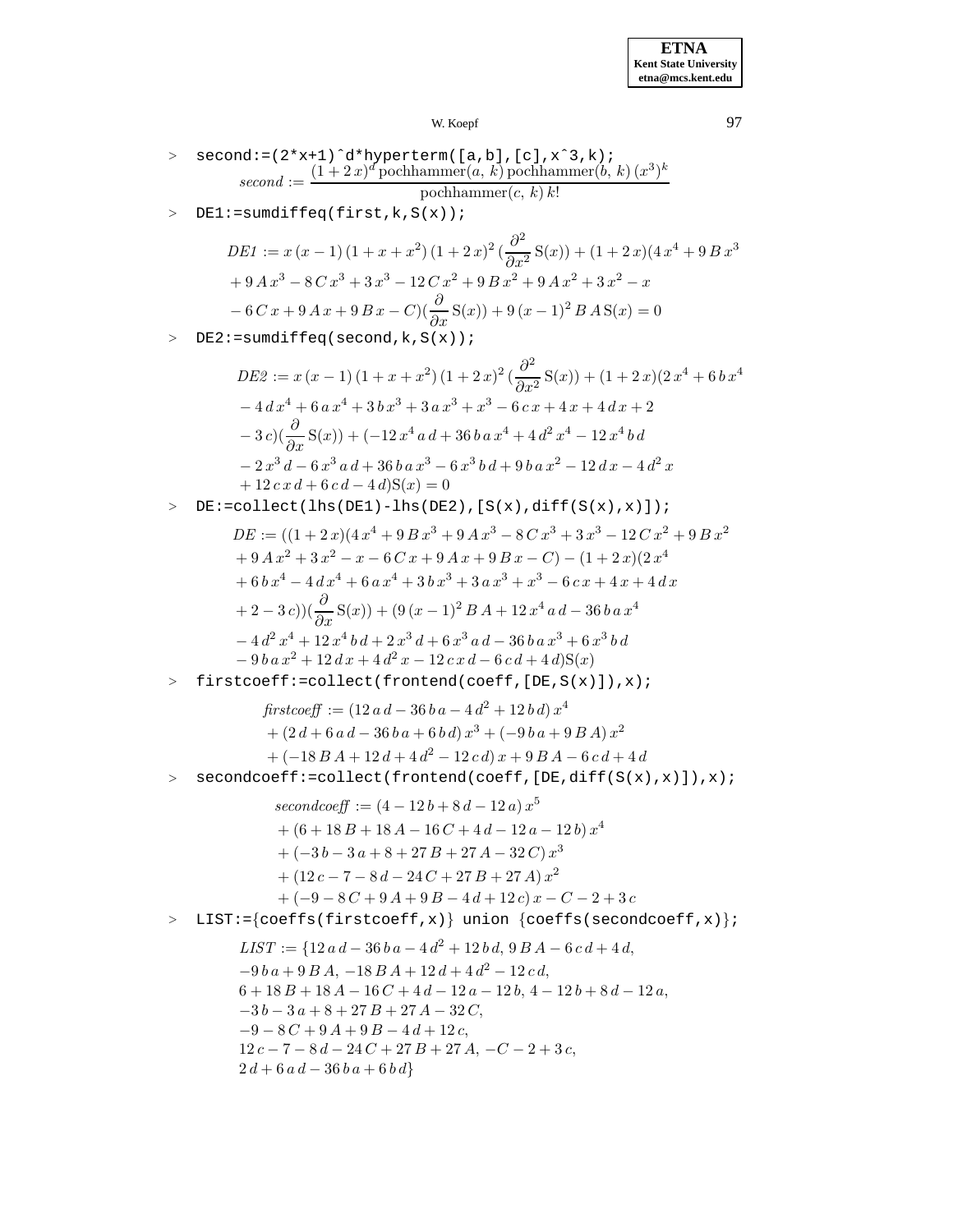```
> second:=(2*x+1)^d*hyperterm([a,b],[c],x^3,k);
```

$$second := \frac{(1+2\,x)^d\,\mathrm{pochhammer}(a,\,k)\,\mathrm{pochhammer}(b,\,k)\,(x^3)^k}{\mathrm{pochhammer}(c,\,k)\,k!}$$

```
> DE1:=sumdiffeq(first,k,S(x));
```

$$\begin{aligned}
DE1 := {} & x\,(x-1)\,(1+x+x^2)\,(1+2\,x)^2\,(\frac{\partial^2}{\partial x^2}\,\mathrm{S}(x)) + (1+2\,x)(4\,x^4+9\,B\,x^3 \\
& + 9\,A\,x^3 - 8\,C\,x^3 + 3\,x^3 - 12\,C\,x^2 + 9\,B\,x^2 + 9\,A\,x^2 + 3\,x^2 - x \\
& - 6\,C\,x + 9\,A\,x + 9\,B\,x - C)(\frac{\partial}{\partial x}\,\mathrm{S}(x)) + 9\,(x-1)^2\,B\,A\,\mathrm{S}(x) = 0
\end{aligned}$$

```
> DE2:=sumdiffeq(second,k,S(x));
```

$$\begin{aligned}
DE2 := {} & x\,(x-1)\,(1+x+x^2)\,(1+2\,x)^2\,(\frac{\partial^2}{\partial x^2}\,\mathrm{S}(x)) + (1+2\,x)(2\,x^4 + 6\,b\,x^4 \\
& - 4\,d\,x^4 + 6\,a\,x^4 + 3\,b\,x^3 + 3\,a\,x^3 + x^3 - 6\,c\,x + 4\,x + 4\,d\,x + 2 \\
& - 3\,c)(\frac{\partial}{\partial x}\,\mathrm{S}(x)) + (-12\,x^4\,a\,d + 36\,b\,a\,x^4 + 4\,d^2\,x^4 - 12\,x^4\,b\,d \\
& - 2\,x^3\,d - 6\,x^3\,a\,d + 36\,b\,a\,x^3 - 6\,x^3\,b\,d + 9\,b\,a\,x^2 - 12\,d\,x - 4\,d^2\,x \\
& + 12\,c\,x\,d + 6\,c\,d - 4\,d)\mathrm{S}(x) = 0
\end{aligned}$$

```
> DE:=collect(lhs(DE1)-lhs(DE2),[S(x),diff(S(x),x)]);
```

$$\begin{aligned}
DE := {} & ((1+2\,x)(4\,x^4 + 9\,B\,x^3 + 9\,A\,x^3 - 8\,C\,x^3 + 3\,x^3 - 12\,C\,x^2 + 9\,B\,x^2 \\
& + 9\,A\,x^2 + 3\,x^2 - x - 6\,C\,x + 9\,A\,x + 9\,B\,x - C) - (1+2\,x)(2\,x^4 \\
& + 6\,b\,x^4 - 4\,d\,x^4 + 6\,a\,x^4 + 3\,b\,x^3 + 3\,a\,x^3 + x^3 - 6\,c\,x + 4\,x + 4\,d\,x \\
& + 2 - 3\,c))(\frac{\partial}{\partial x}\,\mathrm{S}(x)) + (9\,(x-1)^2\,B\,A + 12\,x^4\,a\,d - 36\,b\,a\,x^4 \\
& - 4\,d^2\,x^4 + 12\,x^4\,b\,d + 2\,x^3\,d + 6\,x^3\,a\,d - 36\,b\,a\,x^3 + 6\,x^3\,b\,d \\
& - 9\,b\,a\,x^2 + 12\,d\,x + 4\,d^2\,x - 12\,c\,x\,d - 6\,c\,d + 4\,d)\mathrm{S}(x)
\end{aligned}$$

```
> firstcoeff:=collect(frontend(coeff,[DE,S(x)]),x);
```

$$\begin{aligned}
firstcoeff := {} & (12\,a\,d - 36\,b\,a - 4\,d^2 + 12\,b\,d)\,x^4 \\
& + (2\,d + 6\,a\,d - 36\,b\,a + 6\,b\,d)\,x^3 + (-9\,b\,a + 9\,B\,A)\,x^2 \\
& + (-18\,B\,A + 12\,d + 4\,d^2 - 12\,c\,d)\,x + 9\,B\,A - 6\,c\,d + 4\,d
\end{aligned}$$

```
> secondcoeff:=collect(frontend(coeff,[DE,diff(S(x),x)]),x);
```

$$\begin{aligned}
secondcoeff := {} & (4 - 12\,b + 8\,d - 12\,a)\,x^5 \\
& + (6 + 18\,B + 18\,A - 16\,C + 4\,d - 12\,a - 12\,b)\,x^4 \\
& + (-3\,b - 3\,a + 8 + 27\,B + 27\,A - 32\,C)\,x^3 \\
& + (12\,c - 7 - 8\,d - 24\,C + 27\,B + 27\,A)\,x^2 \\
& + (-9 - 8\,C + 9\,A + 9\,B - 4\,d + 12\,c)\,x - C - 2 + 3\,c
\end{aligned}$$

```
> LIST:={coeffs(firstcoeff,x)} union {coeffs(secondcoeff,x)};
```

$$\begin{aligned}
LIST := \{ & 12\,a\,d - 36\,b\,a - 4\,d^2 + 12\,b\,d,\ 9\,B\,A - 6\,c\,d + 4\,d, \\
& -9\,b\,a + 9\,B\,A,\ -18\,B\,A + 12\,d + 4\,d^2 - 12\,c\,d, \\
& 6 + 18\,B + 18\,A - 16\,C + 4\,d - 12\,a - 12\,b,\ 4 - 12\,b + 8\,d - 12\,a, \\
& -3\,b - 3\,a + 8 + 27\,B + 27\,A - 32\,C, \\
& -9 - 8\,C + 9\,A + 9\,B - 4\,d + 12\,c, \\
& 12\,c - 7 - 8\,d - 24\,C + 27\,B + 27\,A,\ -C - 2 + 3\,c, \\
& 2\,d + 6\,a\,d - 36\,b\,a + 6\,b\,d\}
\end{aligned}$$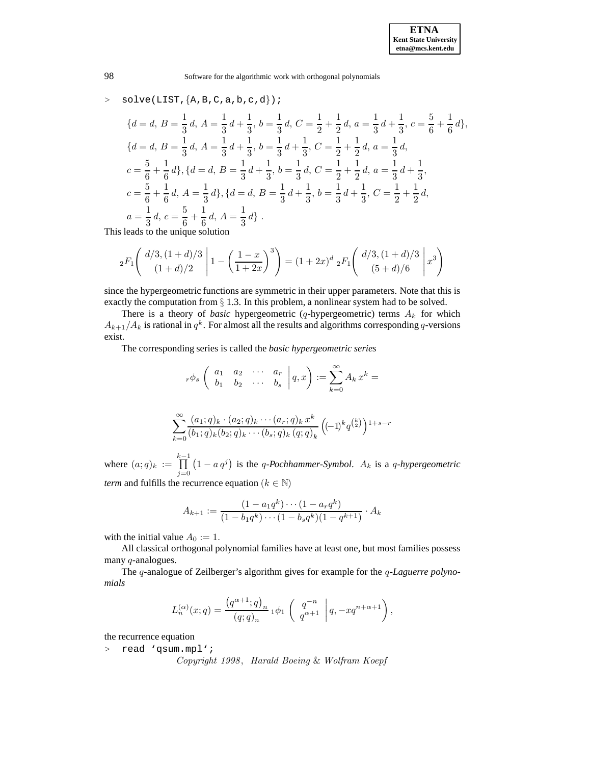```
> solve(LIST,{A,B,C,a,b,c,d});
```

$$\{d=d,\,B=\frac{1}{3}\,d,\,A=\frac{1}{3}\,d+\frac{1}{3},\,b=\frac{1}{3}\,d,\,C=\frac{1}{2}+\frac{1}{2}\,d,\,a=\frac{1}{3}\,d+\frac{1}{3},\,c=\frac{5}{6}+\frac{1}{6}\,d\},$$
$$\{d=d,\,B=\frac{1}{3}\,d,\,A=\frac{1}{3}\,d+\frac{1}{3},\,b=\frac{1}{3}\,d+\frac{1}{3},\,C=\frac{1}{2}+\frac{1}{2}\,d,\,a=\frac{1}{3}\,d,$$
$$c=\frac{5}{6}+\frac{1}{6}\,d\},\{d=d,\,B=\frac{1}{3}\,d+\frac{1}{3},\,b=\frac{1}{3}\,d,\,C=\frac{1}{2}+\frac{1}{2}\,d,\,a=\frac{1}{3}\,d+\frac{1}{3},$$
$$c=\frac{5}{6}+\frac{1}{6}\,d,\,A=\frac{1}{3}\,d\},\{d=d,\,B=\frac{1}{3}\,d+\frac{1}{3},\,b=\frac{1}{3}\,d+\frac{1}{3},\,C=\frac{1}{2}+\frac{1}{2}\,d,$$
$$a=\frac{1}{3}\,d,\,c=\frac{5}{6}+\frac{1}{6}\,d,\,A=\frac{1}{3}\,d\}\;.$$

This leads to the unique solution

$$ {}_2F_1\left(\begin{array}{c} d/3,(1+d)/3 \\ (1+d)/2 \end{array}\middle|\, 1-\left(\frac{1-x}{1+2x}\right)^3\right) = (1+2x)^d\;{}_2F_1\left(\begin{array}{c} d/3,(1+d)/3 \\ (5+d)/6 \end{array}\middle|\, x^3\right) $$

since the hypergeometric functions are symmetric in their upper parameters. Note that this is exactly the computation from § 1.3. In this problem, a nonlinear system had to be solved.

There is a theory of *basic* hypergeometric ($q$-hypergeometric) terms $A_k$ for which $A_{k+1}/A_k$ is rational in $q^k$. For almost all the results and algorithms corresponding $q$-versions exist.

The corresponding series is called the *basic hypergeometric series*

$$ {}_r\phi_s\left(\begin{array}{cccc} a_1 & a_2 & \cdots & a_r \\ b_1 & b_2 & \cdots & b_s \end{array}\middle|\, q,x\right) := \sum_{k=0}^{\infty} A_k\,x^k = $$

$$ \sum_{k=0}^{\infty} \frac{(a_1;q)_k\cdot(a_2;q)_k\cdots(a_r;q)_k\,x^k}{(b_1;q)_k(b_2;q)_k\cdots(b_s;q)_k\,(q;q)_k}\left((-1)^k q^{\binom{k}{2}}\right)^{1+s-r} $$

where $(a;q)_k := \prod\limits_{j=0}^{k-1}\left(1-a\,q^j\right)$ is the *$q$-Pochhammer-Symbol*. $A_k$ is a *$q$-hypergeometric term* and fulfills the recurrence equation ($k\in\mathbb{N}$)

$$ A_{k+1} := \frac{(1-a_1q^k)\cdots(1-a_rq^k)}{(1-b_1q^k)\cdots(1-b_sq^k)(1-q^{k+1})}\cdot A_k $$

with the initial value $A_0 := 1$.

All classical orthogonal polynomial families have at least one, but most families possess many $q$-analogues.

The $q$-analogue of Zeilberger's algorithm gives for example for the *$q$-Laguerre polynomials*

$$ L_n^{(\alpha)}(x;q) = \frac{\left(q^{\alpha+1};q\right)_n}{(q;q)_n}\,{}_1\phi_1\left(\begin{array}{c} q^{-n} \\ q^{\alpha+1} \end{array}\middle|\, q,-xq^{n+\alpha+1}\right), $$

the recurrence equation

```
> read `qsum.mpl`;
```

$$Copyright\ 1998,\ \ Harald\ Boeing\ \&\ Wolfram\ Koepf$$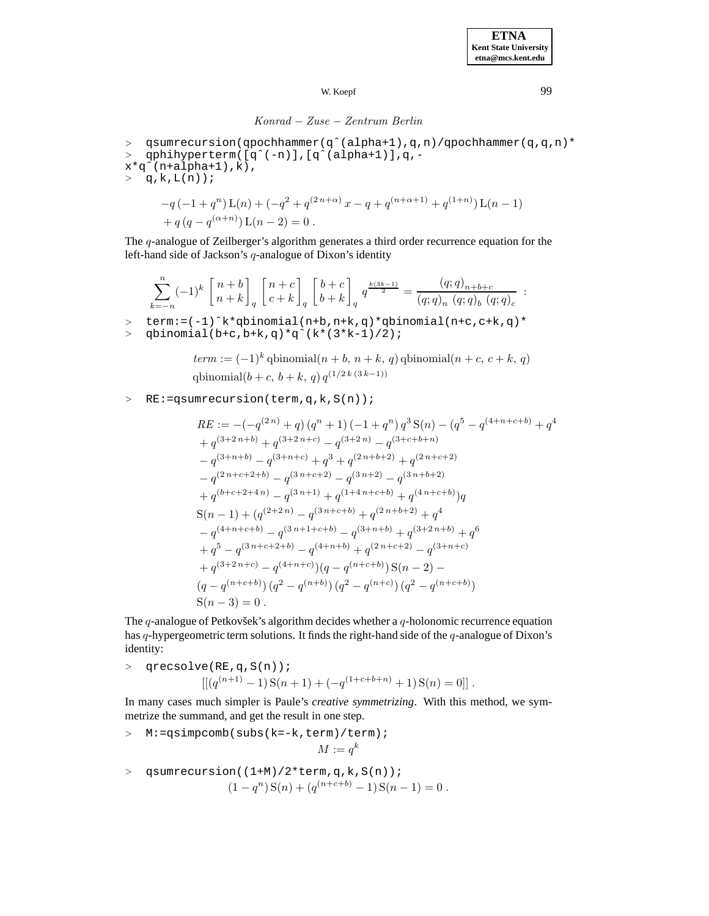$$Konrad - Zuse - Zentrum\ Berlin$$

```
> qsumrecursion(qpochhammer(q^(alpha+1),q,n)/qpochhammer(q,q,n)*
> qphihyperterm([q^(-n)],[q^(alpha+1)],q,-
x*q^(n+alpha+1),k),
> q,k,L(n));
```

$$-q\,(-1+q^n)\,\mathrm{L}(n) + (-q^2 + q^{(2\,n+\alpha)}\,x - q + q^{(n+\alpha+1)} + q^{(1+n)})\,\mathrm{L}(n-1)$$
$$+\,q\,(q - q^{(\alpha+n)})\,\mathrm{L}(n-2) = 0\,.$$

The $q$-analogue of Zeilberger's algorithm generates a third order recurrence equation for the left-hand side of Jackson's $q$-analogue of Dixon's identity

$$\sum_{k=-n}^{n} (-1)^k \begin{bmatrix} n+b \\ n+k \end{bmatrix}_q \begin{bmatrix} n+c \\ c+k \end{bmatrix}_q \begin{bmatrix} b+c \\ b+k \end{bmatrix}_q q^{\frac{k(3k-1)}{2}} = \frac{(q;q)_{n+b+c}}{(q;q)_n\ (q;q)_b\ (q;q)_c}\ :$$

```
> term:=(-1)^k*qbinomial(n+b,n+k,q)*qbinomial(n+c,c+k,q)*
> qbinomial(b+c,b+k,q)*q^(k*(3*k-1)/2);
```

$$term := (-1)^k\,\mathrm{qbinomial}(n+b,\,n+k,\,q)\,\mathrm{qbinomial}(n+c,\,c+k,\,q)$$
$$\mathrm{qbinomial}(b+c,\,b+k,\,q)\,q^{(1/2\,k\,(3\,k-1))}$$

```
> RE:=qsumrecursion(term,q,k,S(n));
```

$$RE := -(-q^{(2\,n)} + q)\,(q^n+1)\,(-1+q^n)\,q^3\,\mathrm{S}(n) - (q^5 - q^{(4+n+c+b)} + q^4$$
$$+\,q^{(3+2\,n+b)} + q^{(3+2\,n+c)} - q^{(3+2\,n)} - q^{(3+c+b+n)}$$
$$-\,q^{(3+n+b)} - q^{(3+n+c)} + q^3 + q^{(2\,n+b+2)} + q^{(2\,n+c+2)}$$
$$-\,q^{(2\,n+c+2+b)} - q^{(3\,n+c+2)} - q^{(3\,n+2)} - q^{(3\,n+b+2)}$$
$$+\,q^{(b+c+2+4\,n)} - q^{(3\,n+1)} + q^{(1+4\,n+c+b)} + q^{(4\,n+c+b)})q$$
$$\mathrm{S}(n-1) + (q^{(2+2\,n)} - q^{(3\,n+c+b)} + q^{(2\,n+b+2)} + q^4$$
$$-\,q^{(4+n+c+b)} - q^{(3\,n+1+c+b)} - q^{(3+n+b)} + q^{(3+2\,n+b)} + q^6$$
$$+\,q^5 - q^{(3\,n+c+2+b)} - q^{(4+n+b)} + q^{(2\,n+c+2)} - q^{(3+n+c)}$$
$$+\,q^{(3+2\,n+c)} - q^{(4+n+c)})(q - q^{(n+c+b)})\,\mathrm{S}(n-2) -$$
$$(q - q^{(n+c+b)})\,(q^2 - q^{(n+b)})\,(q^2 - q^{(n+c)})\,(q^2 - q^{(n+c+b)})$$
$$\mathrm{S}(n-3) = 0\,.$$

The $q$-analogue of Petkovšek's algorithm decides whether a $q$-holonomic recurrence equation has $q$-hypergeometric term solutions. It finds the right-hand side of the $q$-analogue of Dixon's identity:

```
> qrecsolve(RE,q,S(n));
```

$$[[(q^{(n+1)} - 1)\,\mathrm{S}(n+1) + (-q^{(1+c+b+n)} + 1)\,\mathrm{S}(n) = 0]]\,.$$

In many cases much simpler is Paule's *creative symmetrizing*. With this method, we symmetrize the summand, and get the result in one step.

```
> M:=qsimpcomb(subs(k=-k,term)/term);
```

$$M := q^k$$

```
> qsumrecursion((1+M)/2*term,q,k,S(n));
```

$$(1 - q^n)\,\mathrm{S}(n) + (q^{(n+c+b)} - 1)\,\mathrm{S}(n-1) = 0\,.$$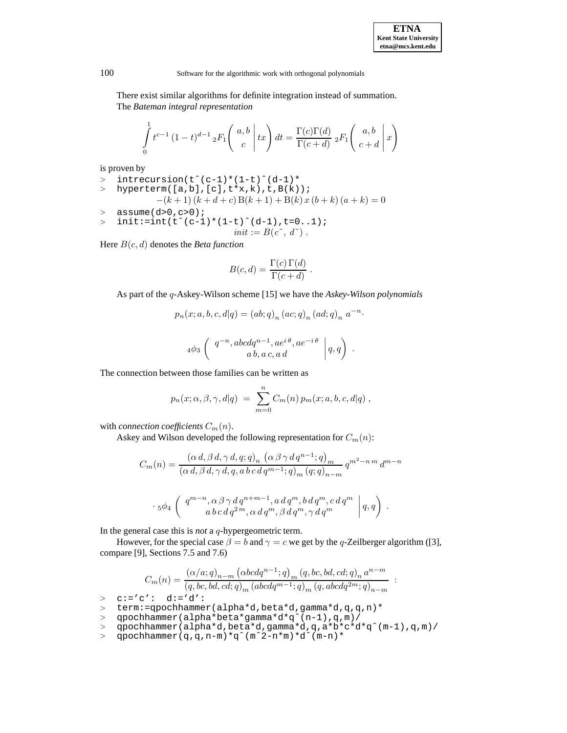There exist similar algorithms for definite integration instead of summation. The *Bateman integral representation*

$$\int_0^1 t^{c-1}(1-t)^{d-1}\,{}_2F_1\left(\begin{array}{c} a,b \\ c \end{array}\middle|\, tx\right) dt = \frac{\Gamma(c)\Gamma(d)}{\Gamma(c+d)}\,{}_2F_1\left(\begin{array}{c} a,b \\ c+d \end{array}\middle|\, x\right)$$

is proven by

```
> intrecursion(t^(c-1)*(1-t)^(d-1)*
> hyperterm([a,b],[c],t*x,k),t,B(k));
```

$$-(k+1)(k+d+c)\,\mathrm{B}(k+1)+\mathrm{B}(k)\,x\,(b+k)\,(a+k)=0$$

```
> assume(d>0,c>0);
> init:=int(t^(c-1)*(1-t)^(d-1),t=0..1);
```

$$init := B(c\tilde{},\ d\tilde{})\ .$$

Here $B(c,d)$ denotes the *Beta function*

$$B(c,d)=\frac{\Gamma(c)\,\Gamma(d)}{\Gamma(c+d)}\ .$$

As part of the $q$-Askey-Wilson scheme [15] we have the *Askey-Wilson polynomials*

$$p_n(x;a,b,c,d|q)=(ab;q)_n\,(ac;q)_n\,(ad;q)_n\,a^{-n}\cdot$$

$${}_4\phi_3\left(\begin{array}{c} q^{-n},abcdq^{n-1},ae^{i\theta},ae^{-i\theta} \\ a\,b,a\,c,a\,d \end{array}\middle|\, q,q\right)\ .$$

The connection between those families can be written as

$$p_n(x;\alpha,\beta,\gamma,d|q)\ =\ \sum_{m=0}^{n} C_m(n)\,p_m(x;a,b,c,d|q)\ ,$$

with *connection coefficients* $C_m(n)$.

Askey and Wilson developed the following representation for $C_m(n)$:

$$C_m(n)=\frac{(\alpha\,d,\beta\,d,\gamma\,d,q;q)_n\,\left(\alpha\,\beta\,\gamma\,d\,q^{n-1};q\right)_m}{(\alpha\,d,\beta\,d,\gamma\,d,q,a\,b\,c\,d\,q^{m-1};q)_m\,(q;q)_{n-m}}\,q^{m^2-n\,m}\,d^{m-n}$$

$$\cdot\,{}_5\phi_4\left(\begin{array}{c} q^{m-n},\alpha\,\beta\,\gamma\,d\,q^{n+m-1},a\,d\,q^m,b\,d\,q^m,c\,d\,q^m \\ a\,b\,c\,d\,q^{2m},\alpha\,d\,q^m,\beta\,d\,q^m,\gamma\,d\,q^m \end{array}\middle|\, q,q\right)\ .$$

In the general case this is *not* a $q$-hypergeometric term.

However, for the special case $\beta=b$ and $\gamma=c$ we get by the $q$-Zeilberger algorithm ([3], compare [9], Sections 7.5 and 7.6)

$$C_m(n)=\frac{(\alpha/a;q)_{n-m}\left(\alpha bcdq^{n-1};q\right)_m(q,bc,bd,cd;q)_n\,a^{n-m}}{(q,bc,bd,cd;q)_m\,(abcdq^{m-1};q)_m\,(q,abcdq^{2m};q)_{n-m}}\ :$$

```
> c:='c': d:='d':
> term:=qpochhammer(alpha*d,beta*d,gamma*d,q,q,n)*
> qpochhammer(alpha*beta*gamma*d*q^(n-1),q,m)/
> qpochhammer(alpha*d,beta*d,gamma*d,q,a*b*c*d*q^(m-1),q,m)/
> qpochhammer(q,q,n-m)*q^(m^2-n*m)*d^(m-n)*
```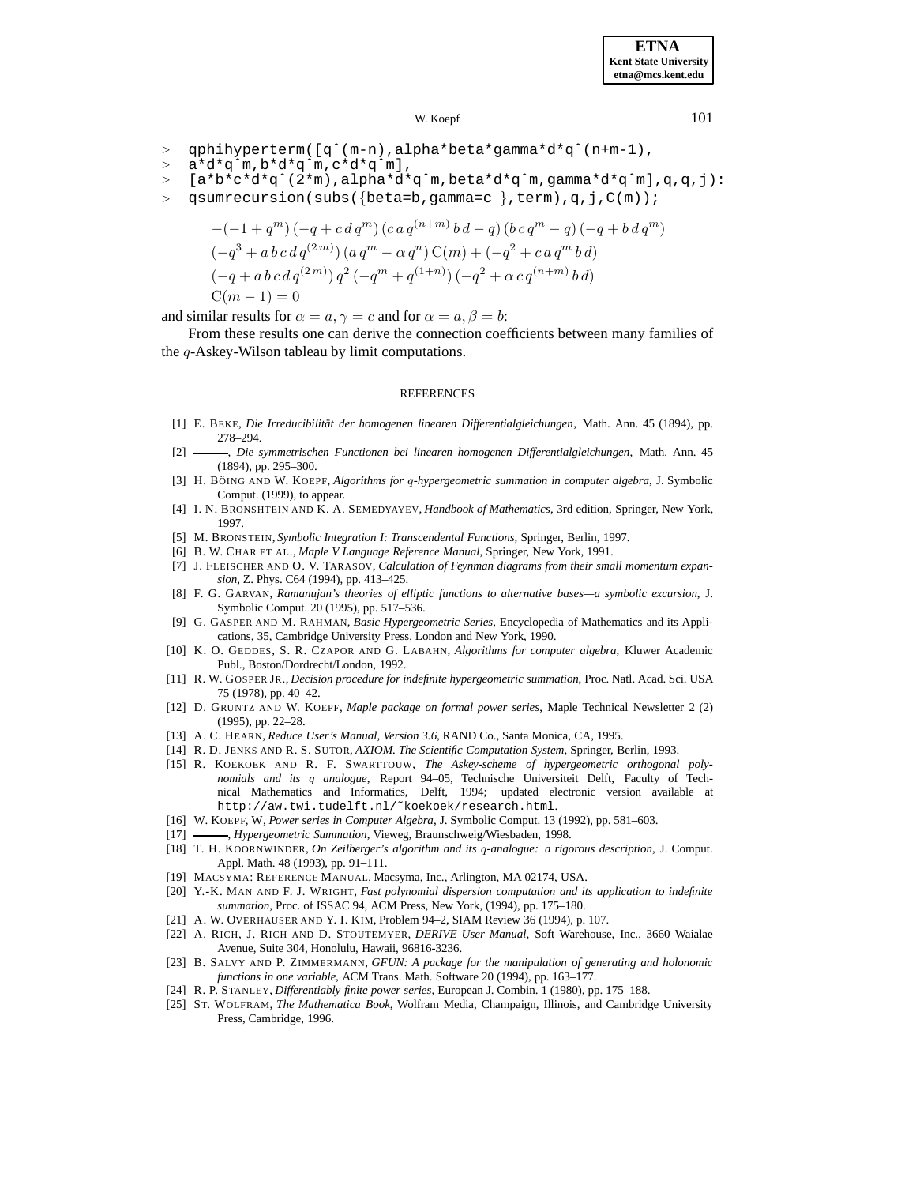```
> qphihyperterm([q^(m-n),alpha*beta*gamma*d*q^(n+m-1),
> a*d*q^m,b*d*q^m,c*d*q^m],
> [a*b*c*d*q^(2*m),alpha*d*q^m,beta*d*q^m,gamma*d*q^m],q,q,j):
> qsumrecursion(subs({beta=b,gamma=c },term),q,j,C(m));
```

$$-(-1+q^m)\,(-q+c\,d\,q^m)\,(c\,a\,q^{(n+m)}\,b\,d-q)\,(b\,c\,q^m-q)\,(-q+b\,d\,q^m)$$
$$(-q^3+a\,b\,c\,d\,q^{(2\,m)})\,(a\,q^m-\alpha\,q^n)\,\mathrm{C}(m)+(-q^2+c\,a\,q^m\,b\,d)$$
$$(-q+a\,b\,c\,d\,q^{(2\,m)})\,q^2\,(-q^m+q^{(1+n)})\,(-q^2+\alpha\,c\,q^{(n+m)}\,b\,d)$$
$$\mathrm{C}(m-1)=0$$

and similar results for $\alpha = a, \gamma = c$ and for $\alpha = a, \beta = b$:

From these results one can derive the connection coefficients between many families of the $q$-Askey-Wilson tableau by limit computations.

## REFERENCES

[1] E. Beke, *Die Irreducibilität der homogenen linearen Differentialgleichungen*, Math. Ann. 45 (1894), pp. 278–294.

[2] ———, *Die symmetrischen Functionen bei linearen homogenen Differentialgleichungen*, Math. Ann. 45 (1894), pp. 295–300.

[3] H. Böing and W. Koepf, *Algorithms for q-hypergeometric summation in computer algebra*, J. Symbolic Comput. (1999), to appear.

[4] I. N. Bronshtein and K. A. Semedyayev, *Handbook of Mathematics*, 3rd edition, Springer, New York, 1997.

[5] M. Bronstein, *Symbolic Integration I: Transcendental Functions*, Springer, Berlin, 1997.

[6] B. W. Char et al., *Maple V Language Reference Manual*, Springer, New York, 1991.

[7] J. Fleischer and O. V. Tarasov, *Calculation of Feynman diagrams from their small momentum expansion*, Z. Phys. C64 (1994), pp. 413–425.

[8] F. G. Garvan, *Ramanujan's theories of elliptic functions to alternative bases—a symbolic excursion*, J. Symbolic Comput. 20 (1995), pp. 517–536.

[9] G. Gasper and M. Rahman, *Basic Hypergeometric Series*, Encyclopedia of Mathematics and its Applications, 35, Cambridge University Press, London and New York, 1990.

[10] K. O. Geddes, S. R. Czapor and G. Labahn, *Algorithms for computer algebra*, Kluwer Academic Publ., Boston/Dordrecht/London, 1992.

[11] R. W. Gosper Jr., *Decision procedure for indefinite hypergeometric summation*, Proc. Natl. Acad. Sci. USA 75 (1978), pp. 40–42.

[12] D. Gruntz and W. Koepf, *Maple package on formal power series*, Maple Technical Newsletter 2 (2) (1995), pp. 22–28.

[13] A. C. Hearn, *Reduce User's Manual, Version 3.6*, RAND Co., Santa Monica, CA, 1995.

[14] R. D. Jenks and R. S. Sutor, *AXIOM. The Scientific Computation System*, Springer, Berlin, 1993.

[15] R. Koekoek and R. F. Swarttouw, *The Askey-scheme of hypergeometric orthogonal polynomials and its q analogue*, Report 94–05, Technische Universiteit Delft, Faculty of Technical Mathematics and Informatics, Delft, 1994; updated electronic version available at `http://aw.twi.tudelft.nl/~koekoek/research.html`.

[16] W. Koepf, W, *Power series in Computer Algebra*, J. Symbolic Comput. 13 (1992), pp. 581–603.

[17] ———, *Hypergeometric Summation*, Vieweg, Braunschweig/Wiesbaden, 1998.

[18] T. H. Koornwinder, *On Zeilberger's algorithm and its q-analogue: a rigorous description*, J. Comput. Appl. Math. 48 (1993), pp. 91–111.

[19] Macsyma: Reference Manual, Macsyma, Inc., Arlington, MA 02174, USA.

[20] Y.-K. Man and F. J. Wright, *Fast polynomial dispersion computation and its application to indefinite summation*, Proc. of ISSAC 94, ACM Press, New York, (1994), pp. 175–180.

[21] A. W. Overhauser and Y. I. Kim, Problem 94–2, SIAM Review 36 (1994), p. 107.

[22] A. Rich, J. Rich and D. Stoutemyer, *DERIVE User Manual*, Soft Warehouse, Inc., 3660 Waialae Avenue, Suite 304, Honolulu, Hawaii, 96816-3236.

[23] B. Salvy and P. Zimmermann, *GFUN: A package for the manipulation of generating and holonomic functions in one variable*, ACM Trans. Math. Software 20 (1994), pp. 163–177.

[24] R. P. Stanley, *Differentiably finite power series*, European J. Combin. 1 (1980), pp. 175–188.

[25] St. Wolfram, *The Mathematica Book*, Wolfram Media, Champaign, Illinois, and Cambridge University Press, Cambridge, 1996.